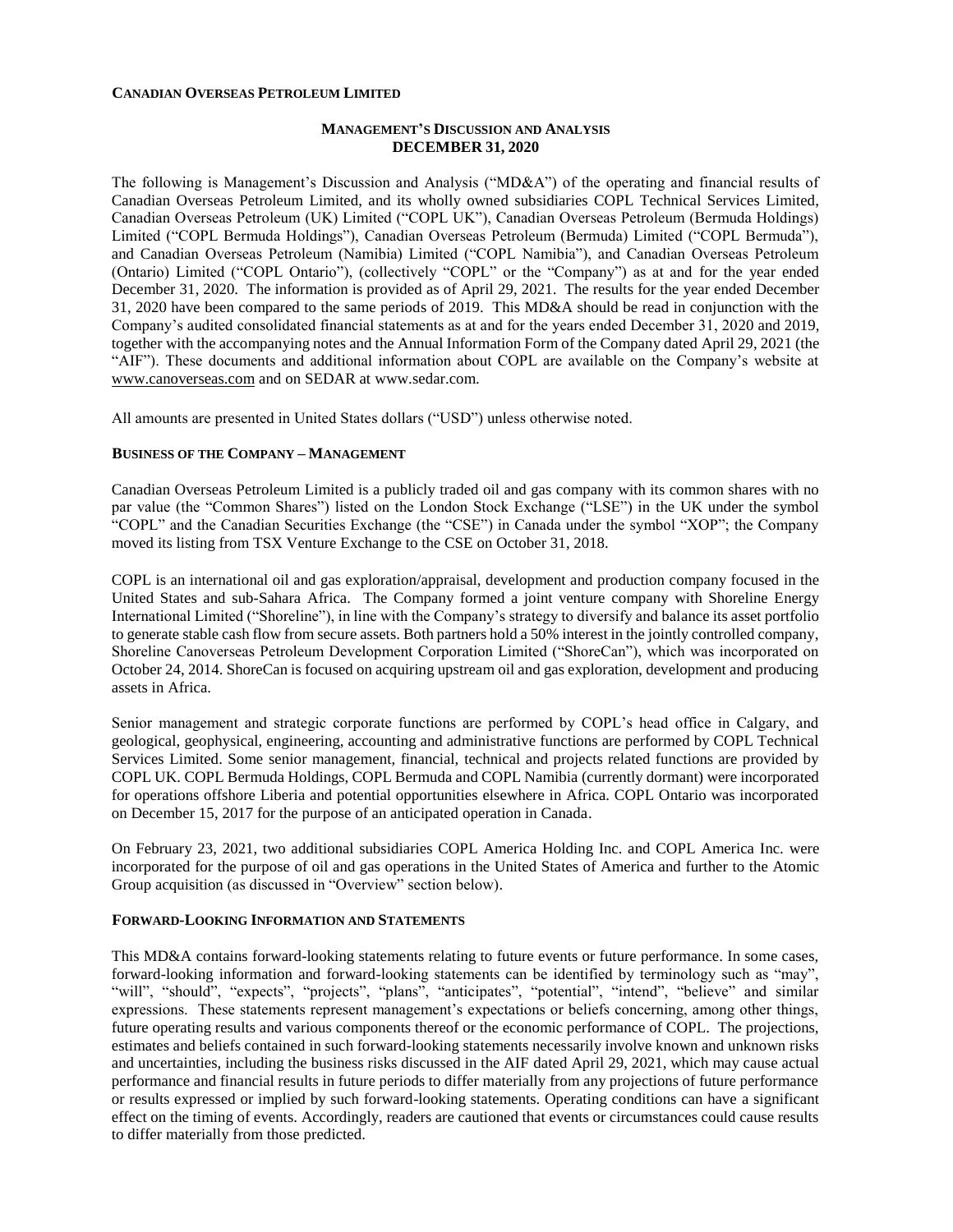**CANADIAN OVERSEAS PETROLEUM LIMITED**

**MANAGEMENT'S DISCUSSION AND ANALYSIS**
**DECEMBER 31, 2020**

The following is Management's Discussion and Analysis ("MD&A") of the operating and financial results of Canadian Overseas Petroleum Limited, and its wholly owned subsidiaries COPL Technical Services Limited, Canadian Overseas Petroleum (UK) Limited ("COPL UK"), Canadian Overseas Petroleum (Bermuda Holdings) Limited ("COPL Bermuda Holdings"), Canadian Overseas Petroleum (Bermuda) Limited ("COPL Bermuda"), and Canadian Overseas Petroleum (Namibia) Limited ("COPL Namibia"), and Canadian Overseas Petroleum (Ontario) Limited ("COPL Ontario"), (collectively "COPL" or the "Company") as at and for the year ended December 31, 2020. The information is provided as of April 29, 2021. The results for the year ended December 31, 2020 have been compared to the same periods of 2019. This MD&A should be read in conjunction with the Company's audited consolidated financial statements as at and for the years ended December 31, 2020 and 2019, together with the accompanying notes and the Annual Information Form of the Company dated April 29, 2021 (the "AIF"). These documents and additional information about COPL are available on the Company's website at www.canoverseas.com and on SEDAR at www.sedar.com.

All amounts are presented in United States dollars ("USD") unless otherwise noted.

**BUSINESS OF THE COMPANY – MANAGEMENT**

Canadian Overseas Petroleum Limited is a publicly traded oil and gas company with its common shares with no par value (the "Common Shares") listed on the London Stock Exchange ("LSE") in the UK under the symbol "COPL" and the Canadian Securities Exchange (the "CSE") in Canada under the symbol "XOP"; the Company moved its listing from TSX Venture Exchange to the CSE on October 31, 2018.

COPL is an international oil and gas exploration/appraisal, development and production company focused in the United States and sub-Sahara Africa. The Company formed a joint venture company with Shoreline Energy International Limited ("Shoreline"), in line with the Company's strategy to diversify and balance its asset portfolio to generate stable cash flow from secure assets. Both partners hold a 50% interest in the jointly controlled company, Shoreline Canoverseas Petroleum Development Corporation Limited ("ShoreCan"), which was incorporated on October 24, 2014. ShoreCan is focused on acquiring upstream oil and gas exploration, development and producing assets in Africa.

Senior management and strategic corporate functions are performed by COPL's head office in Calgary, and geological, geophysical, engineering, accounting and administrative functions are performed by COPL Technical Services Limited. Some senior management, financial, technical and projects related functions are provided by COPL UK. COPL Bermuda Holdings, COPL Bermuda and COPL Namibia (currently dormant) were incorporated for operations offshore Liberia and potential opportunities elsewhere in Africa. COPL Ontario was incorporated on December 15, 2017 for the purpose of an anticipated operation in Canada.

On February 23, 2021, two additional subsidiaries COPL America Holding Inc. and COPL America Inc. were incorporated for the purpose of oil and gas operations in the United States of America and further to the Atomic Group acquisition (as discussed in "Overview" section below).

**FORWARD-LOOKING INFORMATION AND STATEMENTS**

This MD&A contains forward-looking statements relating to future events or future performance. In some cases, forward-looking information and forward-looking statements can be identified by terminology such as "may", "will", "should", "expects", "projects", "plans", "anticipates", "potential", "intend", "believe" and similar expressions. These statements represent management's expectations or beliefs concerning, among other things, future operating results and various components thereof or the economic performance of COPL. The projections, estimates and beliefs contained in such forward-looking statements necessarily involve known and unknown risks and uncertainties, including the business risks discussed in the AIF dated April 29, 2021, which may cause actual performance and financial results in future periods to differ materially from any projections of future performance or results expressed or implied by such forward-looking statements. Operating conditions can have a significant effect on the timing of events. Accordingly, readers are cautioned that events or circumstances could cause results to differ materially from those predicted.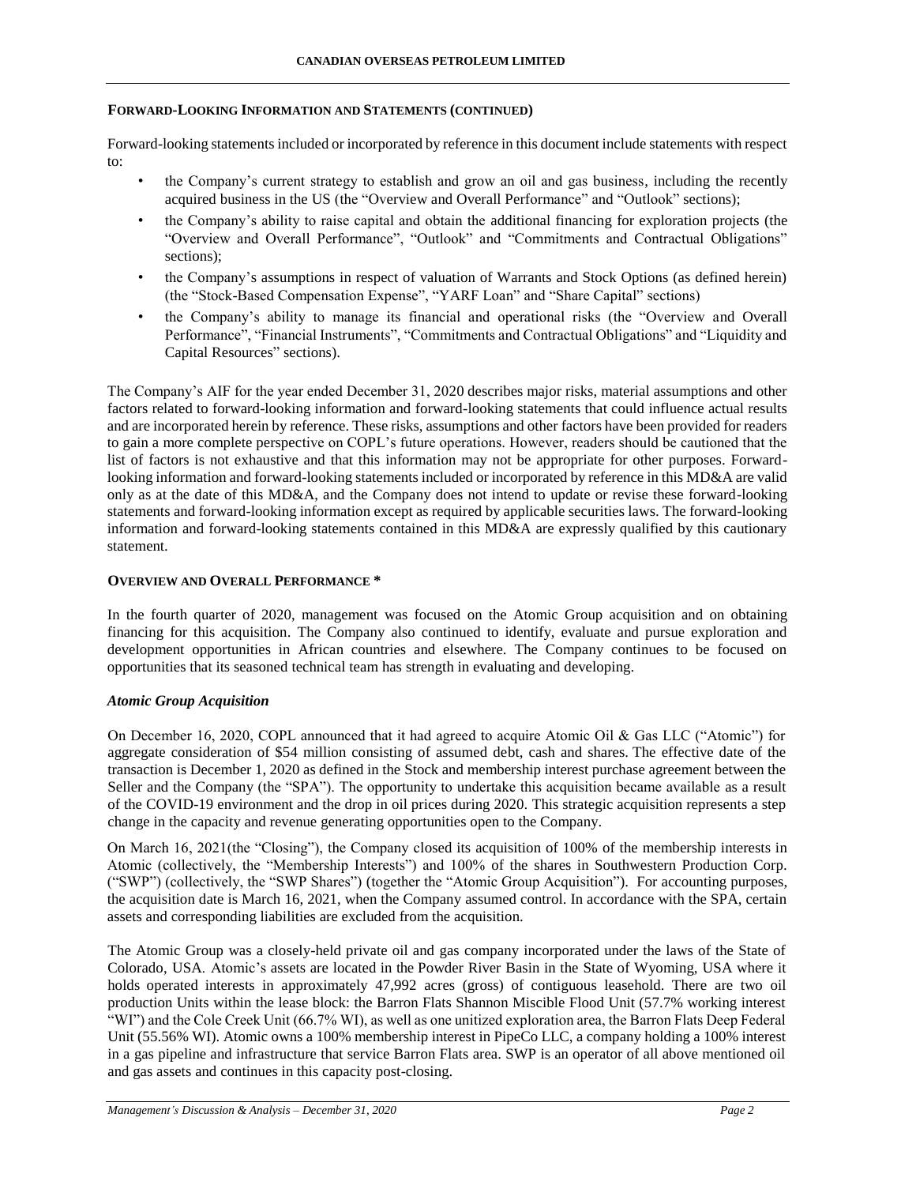#### FORWARD-LOOKING INFORMATION AND STATEMENTS (CONTINUED)

Forward-looking statements included or incorporated by reference in this document include statements with respect to:

- the Company's current strategy to establish and grow an oil and gas business, including the recently acquired business in the US (the "Overview and Overall Performance" and "Outlook" sections);
- the Company's ability to raise capital and obtain the additional financing for exploration projects (the "Overview and Overall Performance", "Outlook" and "Commitments and Contractual Obligations" sections);
- the Company's assumptions in respect of valuation of Warrants and Stock Options (as defined herein) (the "Stock-Based Compensation Expense", "YARF Loan" and "Share Capital" sections)
- the Company's ability to manage its financial and operational risks (the "Overview and Overall Performance", "Financial Instruments", "Commitments and Contractual Obligations" and "Liquidity and Capital Resources" sections).

The Company's AIF for the year ended December 31, 2020 describes major risks, material assumptions and other factors related to forward-looking information and forward-looking statements that could influence actual results and are incorporated herein by reference. These risks, assumptions and other factors have been provided for readers to gain a more complete perspective on COPL's future operations. However, readers should be cautioned that the list of factors is not exhaustive and that this information may not be appropriate for other purposes. Forward-looking information and forward-looking statements included or incorporated by reference in this MD&A are valid only as at the date of this MD&A, and the Company does not intend to update or revise these forward-looking statements and forward-looking information except as required by applicable securities laws. The forward-looking information and forward-looking statements contained in this MD&A are expressly qualified by this cautionary statement.

#### OVERVIEW AND OVERALL PERFORMANCE *

In the fourth quarter of 2020, management was focused on the Atomic Group acquisition and on obtaining financing for this acquisition. The Company also continued to identify, evaluate and pursue exploration and development opportunities in African countries and elsewhere. The Company continues to be focused on opportunities that its seasoned technical team has strength in evaluating and developing.

##### *Atomic Group Acquisition*

On December 16, 2020, COPL announced that it had agreed to acquire Atomic Oil & Gas LLC ("Atomic") for aggregate consideration of $54 million consisting of assumed debt, cash and shares. The effective date of the transaction is December 1, 2020 as defined in the Stock and membership interest purchase agreement between the Seller and the Company (the "SPA"). The opportunity to undertake this acquisition became available as a result of the COVID-19 environment and the drop in oil prices during 2020. This strategic acquisition represents a step change in the capacity and revenue generating opportunities open to the Company.

On March 16, 2021(the "Closing"), the Company closed its acquisition of 100% of the membership interests in Atomic (collectively, the "Membership Interests") and 100% of the shares in Southwestern Production Corp. ("SWP") (collectively, the "SWP Shares") (together the "Atomic Group Acquisition"). For accounting purposes, the acquisition date is March 16, 2021, when the Company assumed control. In accordance with the SPA, certain assets and corresponding liabilities are excluded from the acquisition.

The Atomic Group was a closely-held private oil and gas company incorporated under the laws of the State of Colorado, USA. Atomic's assets are located in the Powder River Basin in the State of Wyoming, USA where it holds operated interests in approximately 47,992 acres (gross) of contiguous leasehold. There are two oil production Units within the lease block: the Barron Flats Shannon Miscible Flood Unit (57.7% working interest "WI") and the Cole Creek Unit (66.7% WI), as well as one unitized exploration area, the Barron Flats Deep Federal Unit (55.56% WI). Atomic owns a 100% membership interest in PipeCo LLC, a company holding a 100% interest in a gas pipeline and infrastructure that service Barron Flats area. SWP is an operator of all above mentioned oil and gas assets and continues in this capacity post-closing.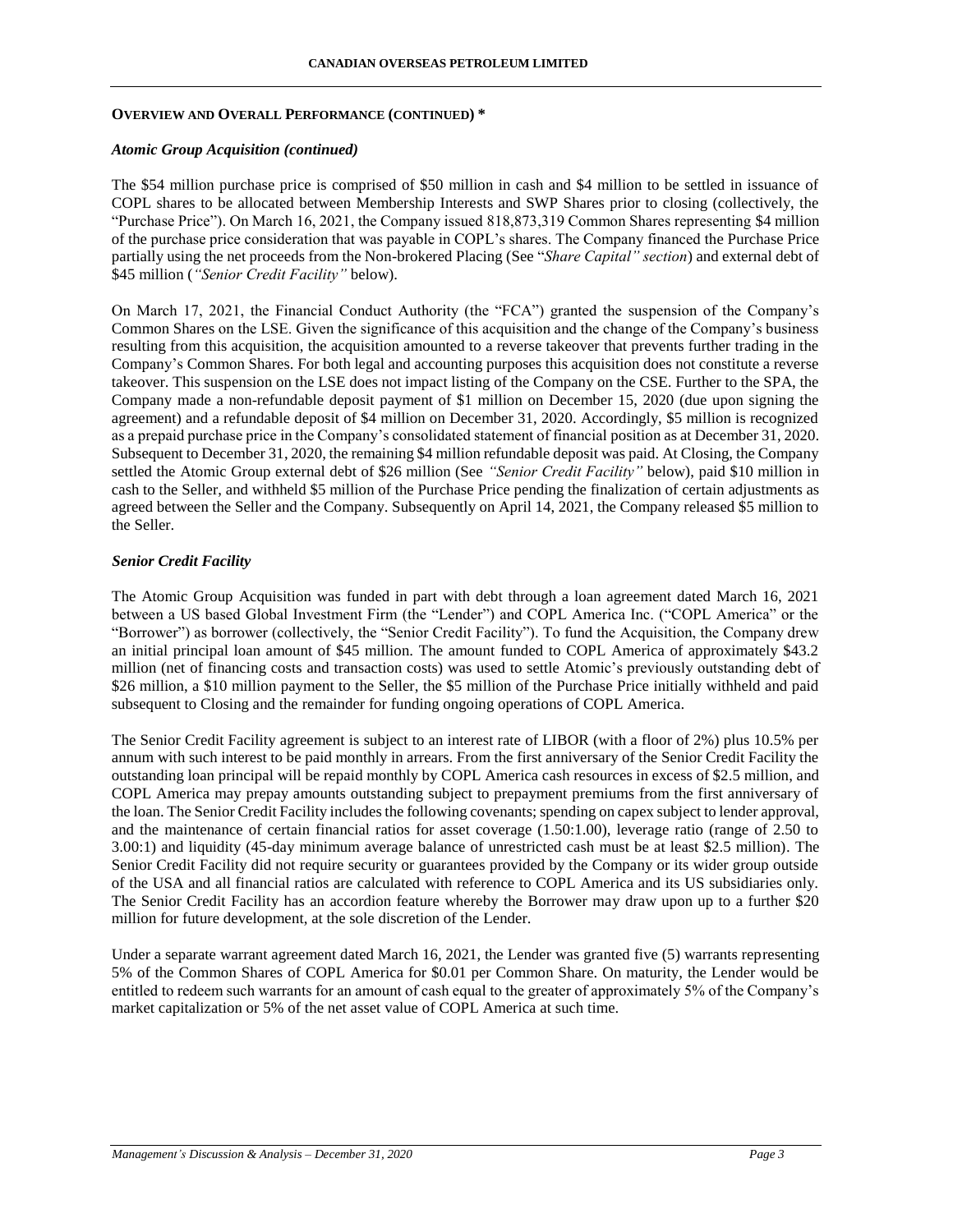## OVERVIEW AND OVERALL PERFORMANCE (CONTINUED) *

### *Atomic Group Acquisition (continued)*

The $54 million purchase price is comprised of $50 million in cash and $4 million to be settled in issuance of COPL shares to be allocated between Membership Interests and SWP Shares prior to closing (collectively, the "Purchase Price"). On March 16, 2021, the Company issued 818,873,319 Common Shares representing $4 million of the purchase price consideration that was payable in COPL's shares. The Company financed the Purchase Price partially using the net proceeds from the Non-brokered Placing (See "*Share Capital" section*) and external debt of $45 million (*"Senior Credit Facility"* below).

On March 17, 2021, the Financial Conduct Authority (the "FCA") granted the suspension of the Company's Common Shares on the LSE. Given the significance of this acquisition and the change of the Company's business resulting from this acquisition, the acquisition amounted to a reverse takeover that prevents further trading in the Company's Common Shares. For both legal and accounting purposes this acquisition does not constitute a reverse takeover. This suspension on the LSE does not impact listing of the Company on the CSE. Further to the SPA, the Company made a non-refundable deposit payment of $1 million on December 15, 2020 (due upon signing the agreement) and a refundable deposit of $4 million on December 31, 2020. Accordingly, $5 million is recognized as a prepaid purchase price in the Company's consolidated statement of financial position as at December 31, 2020. Subsequent to December 31, 2020, the remaining $4 million refundable deposit was paid. At Closing, the Company settled the Atomic Group external debt of $26 million (See *"Senior Credit Facility"* below), paid $10 million in cash to the Seller, and withheld $5 million of the Purchase Price pending the finalization of certain adjustments as agreed between the Seller and the Company. Subsequently on April 14, 2021, the Company released $5 million to the Seller.

### *Senior Credit Facility*

The Atomic Group Acquisition was funded in part with debt through a loan agreement dated March 16, 2021 between a US based Global Investment Firm (the "Lender") and COPL America Inc. ("COPL America" or the "Borrower") as borrower (collectively, the "Senior Credit Facility"). To fund the Acquisition, the Company drew an initial principal loan amount of $45 million. The amount funded to COPL America of approximately $43.2 million (net of financing costs and transaction costs) was used to settle Atomic's previously outstanding debt of $26 million, a $10 million payment to the Seller, the $5 million of the Purchase Price initially withheld and paid subsequent to Closing and the remainder for funding ongoing operations of COPL America.

The Senior Credit Facility agreement is subject to an interest rate of LIBOR (with a floor of 2%) plus 10.5% per annum with such interest to be paid monthly in arrears. From the first anniversary of the Senior Credit Facility the outstanding loan principal will be repaid monthly by COPL America cash resources in excess of $2.5 million, and COPL America may prepay amounts outstanding subject to prepayment premiums from the first anniversary of the loan. The Senior Credit Facility includes the following covenants; spending on capex subject to lender approval, and the maintenance of certain financial ratios for asset coverage (1.50:1.00), leverage ratio (range of 2.50 to 3.00:1) and liquidity (45-day minimum average balance of unrestricted cash must be at least $2.5 million). The Senior Credit Facility did not require security or guarantees provided by the Company or its wider group outside of the USA and all financial ratios are calculated with reference to COPL America and its US subsidiaries only. The Senior Credit Facility has an accordion feature whereby the Borrower may draw upon up to a further $20 million for future development, at the sole discretion of the Lender.

Under a separate warrant agreement dated March 16, 2021, the Lender was granted five (5) warrants representing 5% of the Common Shares of COPL America for $0.01 per Common Share. On maturity, the Lender would be entitled to redeem such warrants for an amount of cash equal to the greater of approximately 5% of the Company's market capitalization or 5% of the net asset value of COPL America at such time.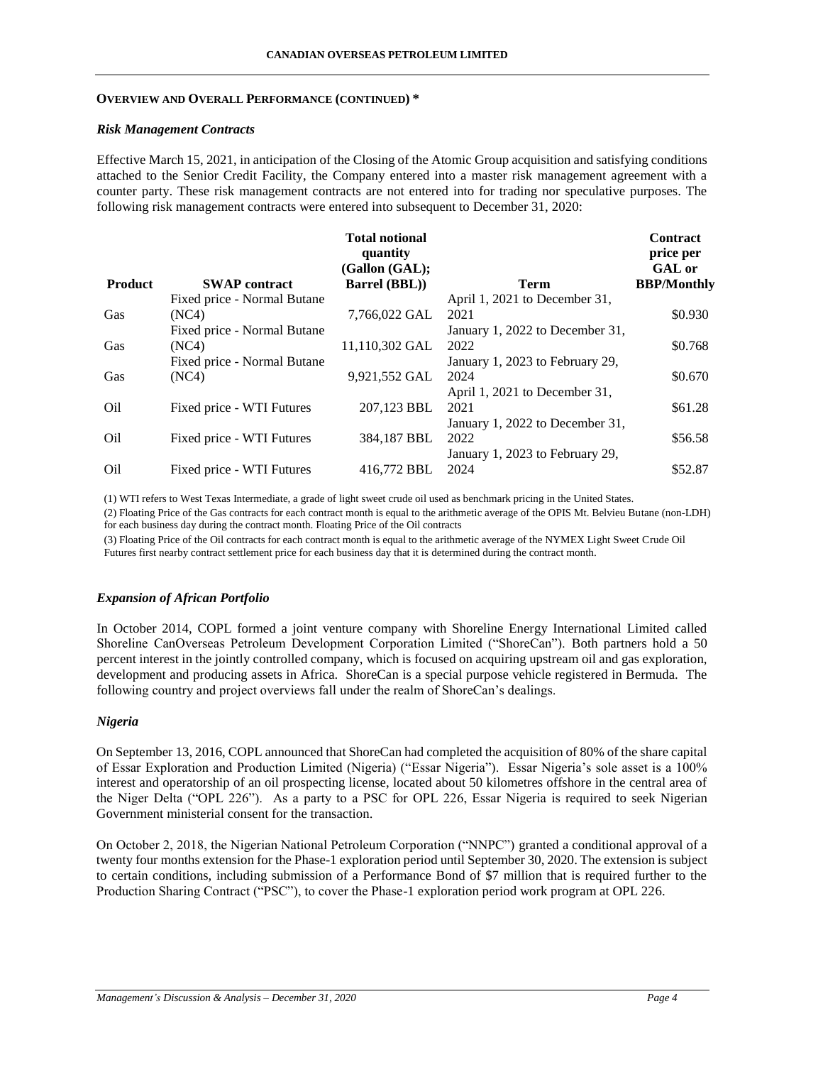**OVERVIEW AND OVERALL PERFORMANCE (CONTINUED) \***

***Risk Management Contracts***

Effective March 15, 2021, in anticipation of the Closing of the Atomic Group acquisition and satisfying conditions attached to the Senior Credit Facility, the Company entered into a master risk management agreement with a counter party. These risk management contracts are not entered into for trading nor speculative purposes. The following risk management contracts were entered into subsequent to December 31, 2020:

| Product | SWAP contract | Total notional quantity (Gallon (GAL); Barrel (BBL)) | Term | Contract price per GAL or BBP/Monthly |
|---|---|---|---|---|
| Gas | Fixed price - Normal Butane (NC4) | 7,766,022 GAL | April 1, 2021 to December 31, 2021 | $0.930 |
| Gas | Fixed price - Normal Butane (NC4) | 11,110,302 GAL | January 1, 2022 to December 31, 2022 | $0.768 |
| Gas | Fixed price - Normal Butane (NC4) | 9,921,552 GAL | January 1, 2023 to February 29, 2024 | $0.670 |
| Oil | Fixed price - WTI Futures | 207,123 BBL | April 1, 2021 to December 31, 2021 | $61.28 |
| Oil | Fixed price - WTI Futures | 384,187 BBL | January 1, 2022 to December 31, 2022 | $56.58 |
| Oil | Fixed price - WTI Futures | 416,772 BBL | January 1, 2023 to February 29, 2024 | $52.87 |

(1) WTI refers to West Texas Intermediate, a grade of light sweet crude oil used as benchmark pricing in the United States.

(2) Floating Price of the Gas contracts for each contract month is equal to the arithmetic average of the OPIS Mt. Belvieu Butane (non-LDH) for each business day during the contract month. Floating Price of the Oil contracts

(3) Floating Price of the Oil contracts for each contract month is equal to the arithmetic average of the NYMEX Light Sweet Crude Oil Futures first nearby contract settlement price for each business day that it is determined during the contract month.

***Expansion of African Portfolio***

In October 2014, COPL formed a joint venture company with Shoreline Energy International Limited called Shoreline CanOverseas Petroleum Development Corporation Limited ("ShoreCan"). Both partners hold a 50 percent interest in the jointly controlled company, which is focused on acquiring upstream oil and gas exploration, development and producing assets in Africa. ShoreCan is a special purpose vehicle registered in Bermuda. The following country and project overviews fall under the realm of ShoreCan's dealings.

***Nigeria***

On September 13, 2016, COPL announced that ShoreCan had completed the acquisition of 80% of the share capital of Essar Exploration and Production Limited (Nigeria) ("Essar Nigeria"). Essar Nigeria's sole asset is a 100% interest and operatorship of an oil prospecting license, located about 50 kilometres offshore in the central area of the Niger Delta ("OPL 226"). As a party to a PSC for OPL 226, Essar Nigeria is required to seek Nigerian Government ministerial consent for the transaction.

On October 2, 2018, the Nigerian National Petroleum Corporation ("NNPC") granted a conditional approval of a twenty four months extension for the Phase-1 exploration period until September 30, 2020. The extension is subject to certain conditions, including submission of a Performance Bond of $7 million that is required further to the Production Sharing Contract ("PSC"), to cover the Phase-1 exploration period work program at OPL 226.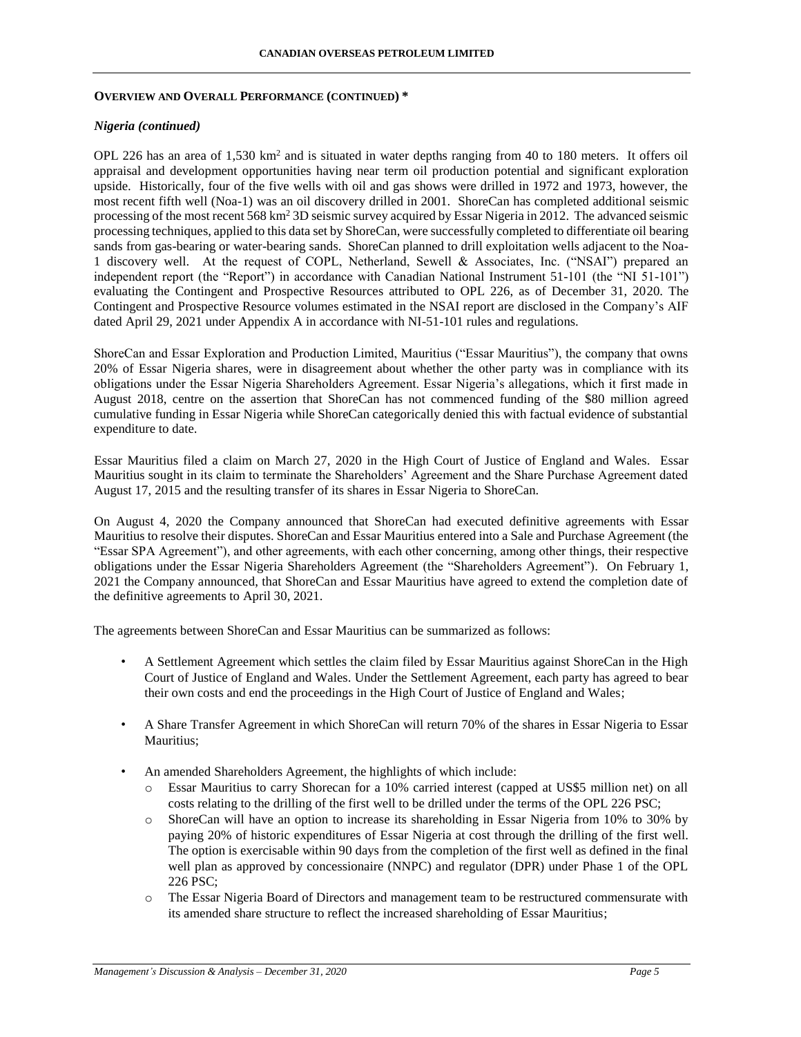**OVERVIEW AND OVERALL PERFORMANCE (CONTINUED) \***

***Nigeria (continued)***

OPL 226 has an area of 1,530 km$^2$ and is situated in water depths ranging from 40 to 180 meters. It offers oil appraisal and development opportunities having near term oil production potential and significant exploration upside. Historically, four of the five wells with oil and gas shows were drilled in 1972 and 1973, however, the most recent fifth well (Noa-1) was an oil discovery drilled in 2001. ShoreCan has completed additional seismic processing of the most recent 568 km$^2$ 3D seismic survey acquired by Essar Nigeria in 2012. The advanced seismic processing techniques, applied to this data set by ShoreCan, were successfully completed to differentiate oil bearing sands from gas-bearing or water-bearing sands. ShoreCan planned to drill exploitation wells adjacent to the Noa-1 discovery well. At the request of COPL, Netherland, Sewell & Associates, Inc. ("NSAI") prepared an independent report (the "Report") in accordance with Canadian National Instrument 51-101 (the "NI 51-101") evaluating the Contingent and Prospective Resources attributed to OPL 226, as of December 31, 2020. The Contingent and Prospective Resource volumes estimated in the NSAI report are disclosed in the Company's AIF dated April 29, 2021 under Appendix A in accordance with NI-51-101 rules and regulations.

ShoreCan and Essar Exploration and Production Limited, Mauritius ("Essar Mauritius"), the company that owns 20% of Essar Nigeria shares, were in disagreement about whether the other party was in compliance with its obligations under the Essar Nigeria Shareholders Agreement. Essar Nigeria's allegations, which it first made in August 2018, centre on the assertion that ShoreCan has not commenced funding of the $80 million agreed cumulative funding in Essar Nigeria while ShoreCan categorically denied this with factual evidence of substantial expenditure to date.

Essar Mauritius filed a claim on March 27, 2020 in the High Court of Justice of England and Wales. Essar Mauritius sought in its claim to terminate the Shareholders' Agreement and the Share Purchase Agreement dated August 17, 2015 and the resulting transfer of its shares in Essar Nigeria to ShoreCan.

On August 4, 2020 the Company announced that ShoreCan had executed definitive agreements with Essar Mauritius to resolve their disputes. ShoreCan and Essar Mauritius entered into a Sale and Purchase Agreement (the "Essar SPA Agreement"), and other agreements, with each other concerning, among other things, their respective obligations under the Essar Nigeria Shareholders Agreement (the "Shareholders Agreement"). On February 1, 2021 the Company announced, that ShoreCan and Essar Mauritius have agreed to extend the completion date of the definitive agreements to April 30, 2021.

The agreements between ShoreCan and Essar Mauritius can be summarized as follows:

- A Settlement Agreement which settles the claim filed by Essar Mauritius against ShoreCan in the High Court of Justice of England and Wales. Under the Settlement Agreement, each party has agreed to bear their own costs and end the proceedings in the High Court of Justice of England and Wales;
- A Share Transfer Agreement in which ShoreCan will return 70% of the shares in Essar Nigeria to Essar Mauritius;
- An amended Shareholders Agreement, the highlights of which include:
  - Essar Mauritius to carry Shorecan for a 10% carried interest (capped at US$5 million net) on all costs relating to the drilling of the first well to be drilled under the terms of the OPL 226 PSC;
  - ShoreCan will have an option to increase its shareholding in Essar Nigeria from 10% to 30% by paying 20% of historic expenditures of Essar Nigeria at cost through the drilling of the first well. The option is exercisable within 90 days from the completion of the first well as defined in the final well plan as approved by concessionaire (NNPC) and regulator (DPR) under Phase 1 of the OPL 226 PSC;
  - The Essar Nigeria Board of Directors and management team to be restructured commensurate with its amended share structure to reflect the increased shareholding of Essar Mauritius;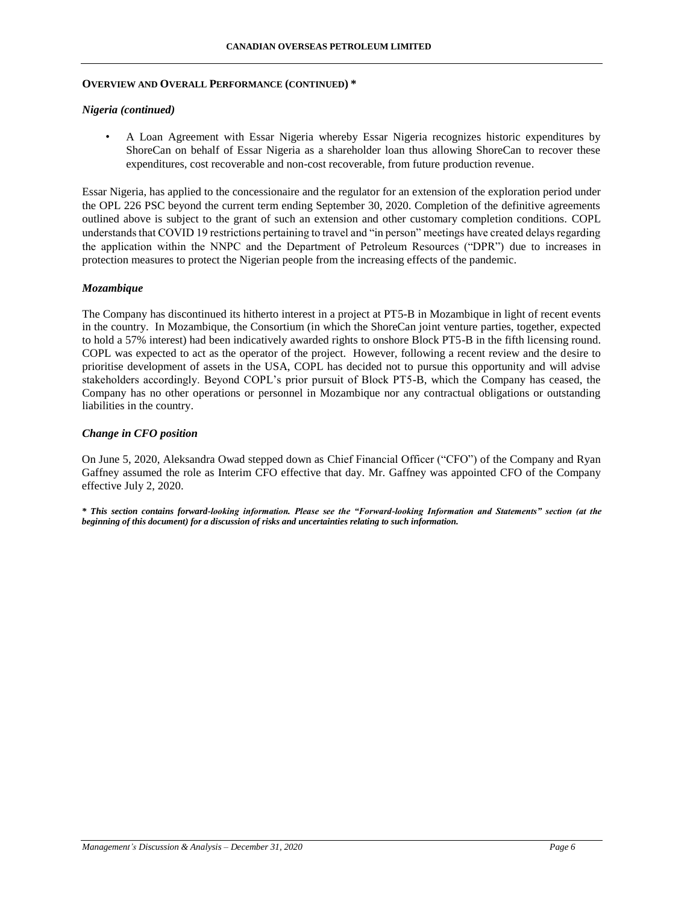**OVERVIEW AND OVERALL PERFORMANCE (CONTINUED) \***

### *Nigeria (continued)*

- A Loan Agreement with Essar Nigeria whereby Essar Nigeria recognizes historic expenditures by ShoreCan on behalf of Essar Nigeria as a shareholder loan thus allowing ShoreCan to recover these expenditures, cost recoverable and non-cost recoverable, from future production revenue.

Essar Nigeria, has applied to the concessionaire and the regulator for an extension of the exploration period under the OPL 226 PSC beyond the current term ending September 30, 2020. Completion of the definitive agreements outlined above is subject to the grant of such an extension and other customary completion conditions. COPL understands that COVID 19 restrictions pertaining to travel and "in person" meetings have created delays regarding the application within the NNPC and the Department of Petroleum Resources ("DPR") due to increases in protection measures to protect the Nigerian people from the increasing effects of the pandemic.

### *Mozambique*

The Company has discontinued its hitherto interest in a project at PT5-B in Mozambique in light of recent events in the country. In Mozambique, the Consortium (in which the ShoreCan joint venture parties, together, expected to hold a 57% interest) had been indicatively awarded rights to onshore Block PT5-B in the fifth licensing round. COPL was expected to act as the operator of the project. However, following a recent review and the desire to prioritise development of assets in the USA, COPL has decided not to pursue this opportunity and will advise stakeholders accordingly. Beyond COPL's prior pursuit of Block PT5-B, which the Company has ceased, the Company has no other operations or personnel in Mozambique nor any contractual obligations or outstanding liabilities in the country.

### *Change in CFO position*

On June 5, 2020, Aleksandra Owad stepped down as Chief Financial Officer ("CFO") of the Company and Ryan Gaffney assumed the role as Interim CFO effective that day. Mr. Gaffney was appointed CFO of the Company effective July 2, 2020.

***\* This section contains forward-looking information. Please see the "Forward-looking Information and Statements" section (at the beginning of this document) for a discussion of risks and uncertainties relating to such information.***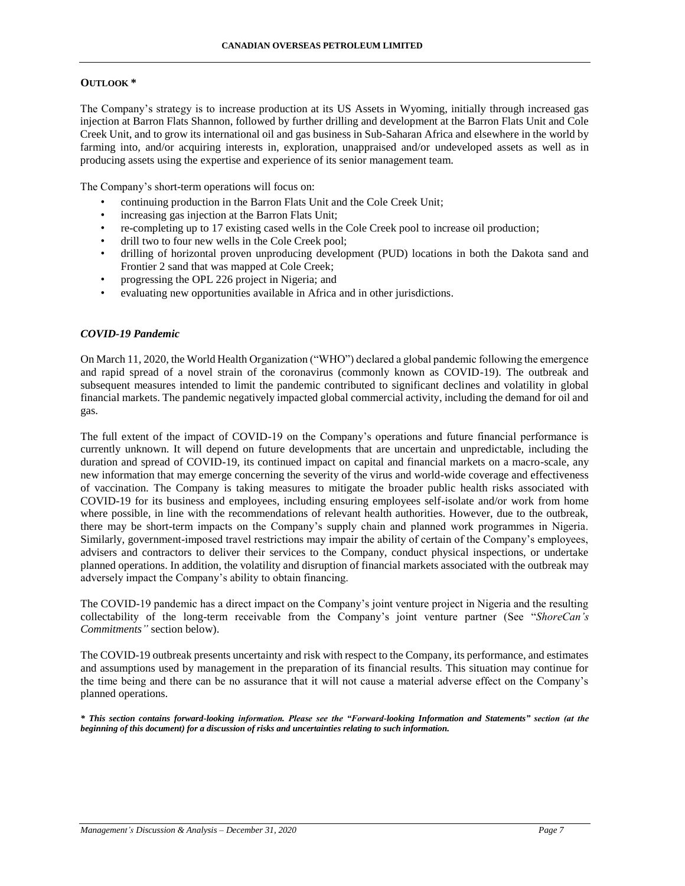## OUTLOOK *

The Company's strategy is to increase production at its US Assets in Wyoming, initially through increased gas injection at Barron Flats Shannon, followed by further drilling and development at the Barron Flats Unit and Cole Creek Unit, and to grow its international oil and gas business in Sub-Saharan Africa and elsewhere in the world by farming into, and/or acquiring interests in, exploration, unappraised and/or undeveloped assets as well as in producing assets using the expertise and experience of its senior management team.

The Company's short-term operations will focus on:

- continuing production in the Barron Flats Unit and the Cole Creek Unit;
- increasing gas injection at the Barron Flats Unit;
- re-completing up to 17 existing cased wells in the Cole Creek pool to increase oil production;
- drill two to four new wells in the Cole Creek pool;
- drilling of horizontal proven unproducing development (PUD) locations in both the Dakota sand and Frontier 2 sand that was mapped at Cole Creek;
- progressing the OPL 226 project in Nigeria; and
- evaluating new opportunities available in Africa and in other jurisdictions.

### *COVID-19 Pandemic*

On March 11, 2020, the World Health Organization ("WHO") declared a global pandemic following the emergence and rapid spread of a novel strain of the coronavirus (commonly known as COVID-19). The outbreak and subsequent measures intended to limit the pandemic contributed to significant declines and volatility in global financial markets. The pandemic negatively impacted global commercial activity, including the demand for oil and gas.

The full extent of the impact of COVID-19 on the Company's operations and future financial performance is currently unknown. It will depend on future developments that are uncertain and unpredictable, including the duration and spread of COVID-19, its continued impact on capital and financial markets on a macro-scale, any new information that may emerge concerning the severity of the virus and world-wide coverage and effectiveness of vaccination. The Company is taking measures to mitigate the broader public health risks associated with COVID-19 for its business and employees, including ensuring employees self-isolate and/or work from home where possible, in line with the recommendations of relevant health authorities. However, due to the outbreak, there may be short-term impacts on the Company's supply chain and planned work programmes in Nigeria. Similarly, government-imposed travel restrictions may impair the ability of certain of the Company's employees, advisers and contractors to deliver their services to the Company, conduct physical inspections, or undertake planned operations. In addition, the volatility and disruption of financial markets associated with the outbreak may adversely impact the Company's ability to obtain financing.

The COVID-19 pandemic has a direct impact on the Company's joint venture project in Nigeria and the resulting collectability of the long-term receivable from the Company's joint venture partner (See "*ShoreCan's Commitments"* section below).

The COVID-19 outbreak presents uncertainty and risk with respect to the Company, its performance, and estimates and assumptions used by management in the preparation of its financial results. This situation may continue for the time being and there can be no assurance that it will not cause a material adverse effect on the Company's planned operations.

***\* This section contains forward-looking information. Please see the "Forward-looking Information and Statements" section (at the beginning of this document) for a discussion of risks and uncertainties relating to such information.***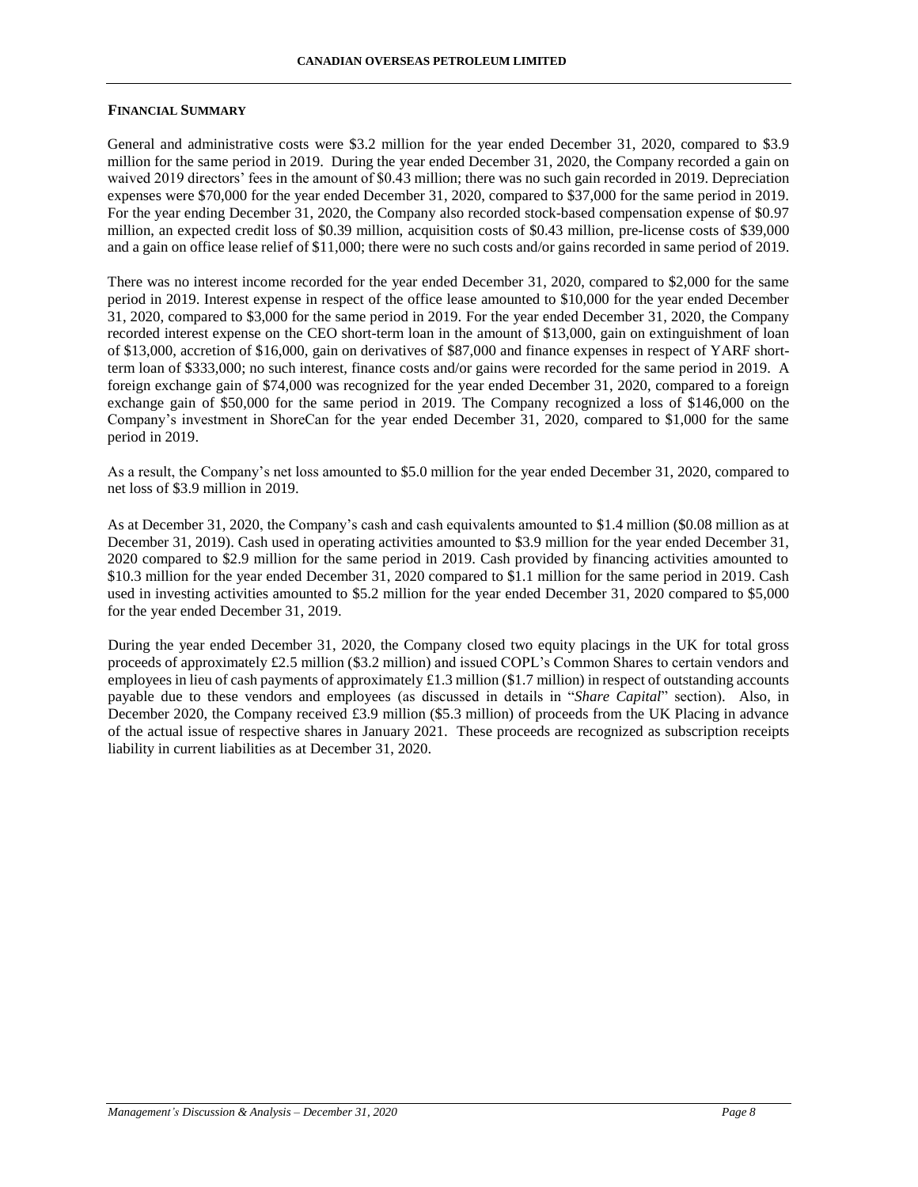## FINANCIAL SUMMARY

General and administrative costs were $3.2 million for the year ended December 31, 2020, compared to $3.9 million for the same period in 2019. During the year ended December 31, 2020, the Company recorded a gain on waived 2019 directors' fees in the amount of $0.43 million; there was no such gain recorded in 2019. Depreciation expenses were $70,000 for the year ended December 31, 2020, compared to $37,000 for the same period in 2019. For the year ending December 31, 2020, the Company also recorded stock-based compensation expense of $0.97 million, an expected credit loss of $0.39 million, acquisition costs of $0.43 million, pre-license costs of $39,000 and a gain on office lease relief of $11,000; there were no such costs and/or gains recorded in same period of 2019.

There was no interest income recorded for the year ended December 31, 2020, compared to $2,000 for the same period in 2019. Interest expense in respect of the office lease amounted to $10,000 for the year ended December 31, 2020, compared to $3,000 for the same period in 2019. For the year ended December 31, 2020, the Company recorded interest expense on the CEO short-term loan in the amount of $13,000, gain on extinguishment of loan of $13,000, accretion of $16,000, gain on derivatives of $87,000 and finance expenses in respect of YARF short-term loan of $333,000; no such interest, finance costs and/or gains were recorded for the same period in 2019. A foreign exchange gain of $74,000 was recognized for the year ended December 31, 2020, compared to a foreign exchange gain of $50,000 for the same period in 2019. The Company recognized a loss of $146,000 on the Company's investment in ShoreCan for the year ended December 31, 2020, compared to $1,000 for the same period in 2019.

As a result, the Company's net loss amounted to $5.0 million for the year ended December 31, 2020, compared to net loss of $3.9 million in 2019.

As at December 31, 2020, the Company's cash and cash equivalents amounted to $1.4 million ($0.08 million as at December 31, 2019). Cash used in operating activities amounted to $3.9 million for the year ended December 31, 2020 compared to $2.9 million for the same period in 2019. Cash provided by financing activities amounted to $10.3 million for the year ended December 31, 2020 compared to $1.1 million for the same period in 2019. Cash used in investing activities amounted to $5.2 million for the year ended December 31, 2020 compared to $5,000 for the year ended December 31, 2019.

During the year ended December 31, 2020, the Company closed two equity placings in the UK for total gross proceeds of approximately £2.5 million ($3.2 million) and issued COPL's Common Shares to certain vendors and employees in lieu of cash payments of approximately £1.3 million ($1.7 million) in respect of outstanding accounts payable due to these vendors and employees (as discussed in details in "*Share Capital*" section). Also, in December 2020, the Company received £3.9 million ($5.3 million) of proceeds from the UK Placing in advance of the actual issue of respective shares in January 2021. These proceeds are recognized as subscription receipts liability in current liabilities as at December 31, 2020.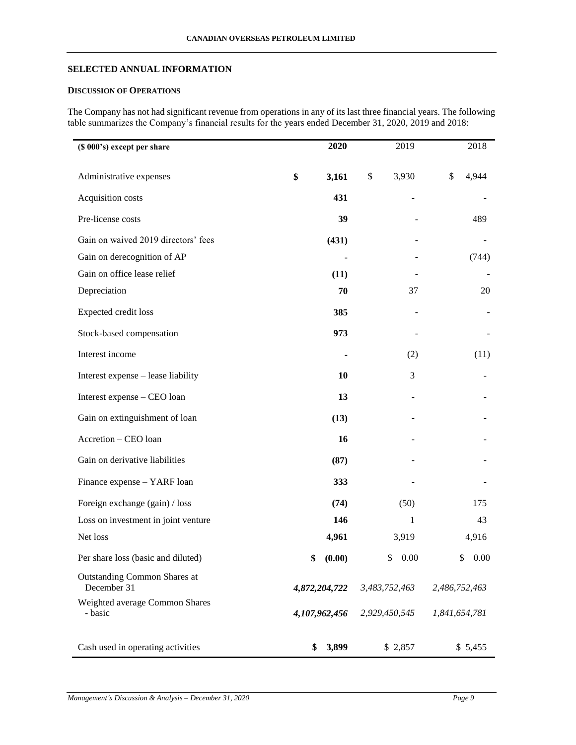## SELECTED ANNUAL INFORMATION

### DISCUSSION OF OPERATIONS

The Company has not had significant revenue from operations in any of its last three financial years. The following table summarizes the Company's financial results for the years ended December 31, 2020, 2019 and 2018:

| ($ 000's) except per share | **2020** | 2019 | 2018 |
|---|---|---|---|
| Administrative expenses | **$ 3,161** | $ 3,930 | $ 4,944 |
| Acquisition costs | **431** | - | - |
| Pre-license costs | **39** | - | 489 |
| Gain on waived 2019 directors' fees | **(431)** | - | - |
| Gain on derecognition of AP | **-** | - | (744) |
| Gain on office lease relief | **(11)** | - | - |
| Depreciation | **70** | 37 | 20 |
| Expected credit loss | **385** | - | - |
| Stock-based compensation | **973** | - | - |
| Interest income | **-** | (2) | (11) |
| Interest expense – lease liability | **10** | 3 | - |
| Interest expense – CEO loan | **13** | - | - |
| Gain on extinguishment of loan | **(13)** | - | - |
| Accretion – CEO loan | **16** | - | - |
| Gain on derivative liabilities | **(87)** | - | - |
| Finance expense – YARF loan | **333** | - | - |
| Foreign exchange (gain) / loss | **(74)** | (50) | 175 |
| Loss on investment in joint venture | **146** | 1 | 43 |
| Net loss | **4,961** | 3,919 | 4,916 |
| Per share loss (basic and diluted) | **$ (0.00)** | $ 0.00 | $ 0.00 |
| Outstanding Common Shares at December 31 | ***4,872,204,722*** | *3,483,752,463* | *2,486,752,463* |
| Weighted average Common Shares - basic | ***4,107,962,456*** | *2,929,450,545* | *1,841,654,781* |
| Cash used in operating activities | **$ 3,899** | $ 2,857 | $ 5,455 |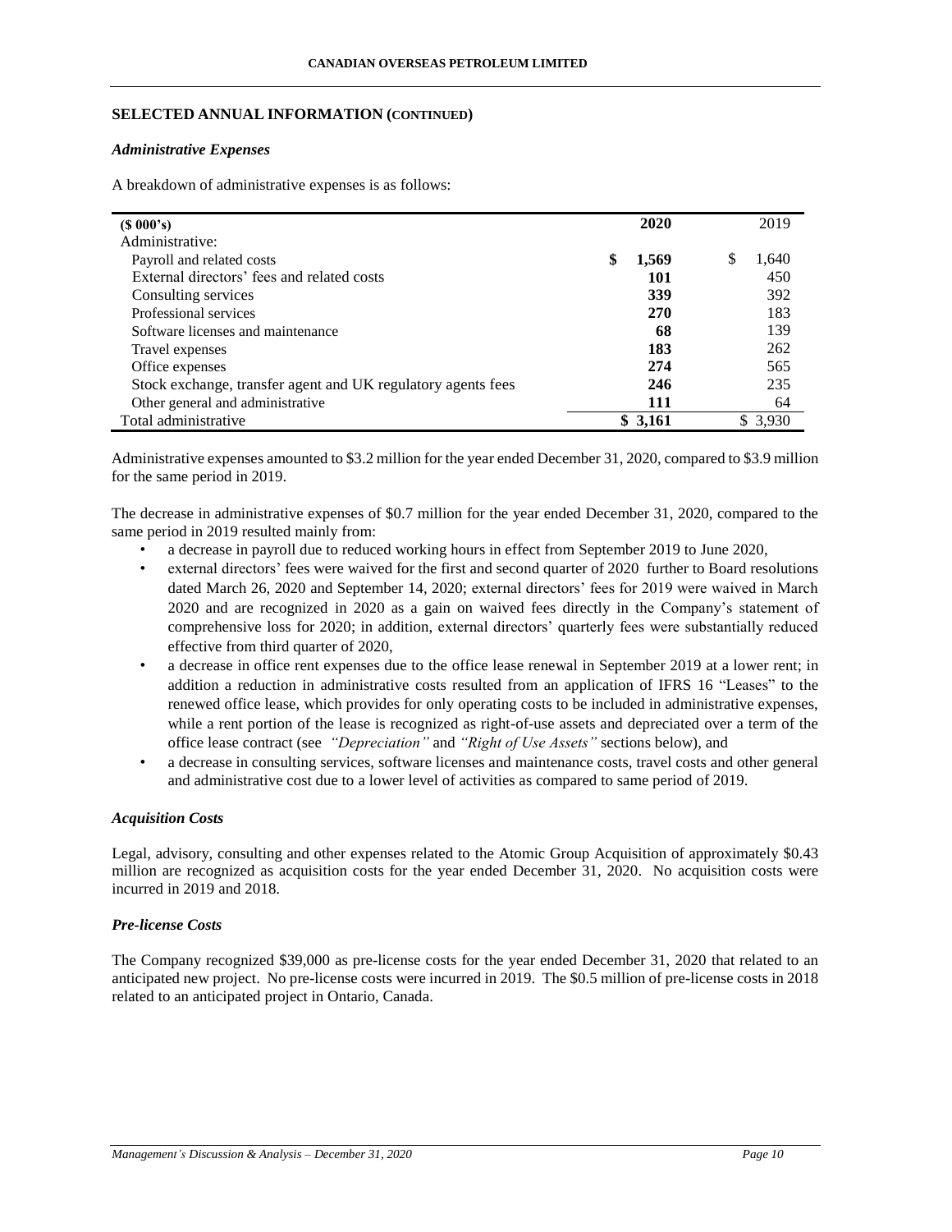## SELECTED ANNUAL INFORMATION (CONTINUED)

### *Administrative Expenses*

A breakdown of administrative expenses is as follows:

| ($ 000's) | 2020 | 2019 |
|---|---|---|
| Administrative: | | |
| Payroll and related costs | $ 1,569 | $ 1,640 |
| External directors' fees and related costs | 101 | 450 |
| Consulting services | 339 | 392 |
| Professional services | 270 | 183 |
| Software licenses and maintenance | 68 | 139 |
| Travel expenses | 183 | 262 |
| Office expenses | 274 | 565 |
| Stock exchange, transfer agent and UK regulatory agents fees | 246 | 235 |
| Other general and administrative | 111 | 64 |
| Total administrative | $ 3,161 | $ 3,930 |

Administrative expenses amounted to $3.2 million for the year ended December 31, 2020, compared to $3.9 million for the same period in 2019.

The decrease in administrative expenses of $0.7 million for the year ended December 31, 2020, compared to the same period in 2019 resulted mainly from:

- a decrease in payroll due to reduced working hours in effect from September 2019 to June 2020,
- external directors' fees were waived for the first and second quarter of 2020 further to Board resolutions dated March 26, 2020 and September 14, 2020; external directors' fees for 2019 were waived in March 2020 and are recognized in 2020 as a gain on waived fees directly in the Company's statement of comprehensive loss for 2020; in addition, external directors' quarterly fees were substantially reduced effective from third quarter of 2020,
- a decrease in office rent expenses due to the office lease renewal in September 2019 at a lower rent; in addition a reduction in administrative costs resulted from an application of IFRS 16 "Leases" to the renewed office lease, which provides for only operating costs to be included in administrative expenses, while a rent portion of the lease is recognized as right-of-use assets and depreciated over a term of the office lease contract (see *"Depreciation"* and *"Right of Use Assets"* sections below), and
- a decrease in consulting services, software licenses and maintenance costs, travel costs and other general and administrative cost due to a lower level of activities as compared to same period of 2019.

### *Acquisition Costs*

Legal, advisory, consulting and other expenses related to the Atomic Group Acquisition of approximately $0.43 million are recognized as acquisition costs for the year ended December 31, 2020. No acquisition costs were incurred in 2019 and 2018.

### *Pre-license Costs*

The Company recognized $39,000 as pre-license costs for the year ended December 31, 2020 that related to an anticipated new project. No pre-license costs were incurred in 2019. The $0.5 million of pre-license costs in 2018 related to an anticipated project in Ontario, Canada.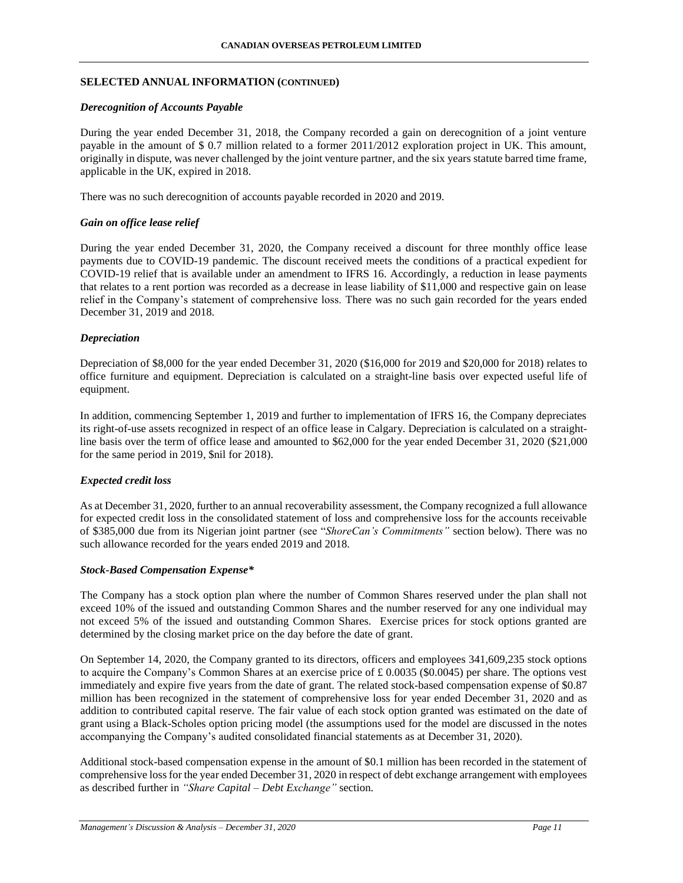## SELECTED ANNUAL INFORMATION (CONTINUED)

### *Derecognition of Accounts Payable*

During the year ended December 31, 2018, the Company recorded a gain on derecognition of a joint venture payable in the amount of $ 0.7 million related to a former 2011/2012 exploration project in UK. This amount, originally in dispute, was never challenged by the joint venture partner, and the six years statute barred time frame, applicable in the UK, expired in 2018.

There was no such derecognition of accounts payable recorded in 2020 and 2019.

### *Gain on office lease relief*

During the year ended December 31, 2020, the Company received a discount for three monthly office lease payments due to COVID-19 pandemic. The discount received meets the conditions of a practical expedient for COVID-19 relief that is available under an amendment to IFRS 16. Accordingly, a reduction in lease payments that relates to a rent portion was recorded as a decrease in lease liability of $11,000 and respective gain on lease relief in the Company's statement of comprehensive loss. There was no such gain recorded for the years ended December 31, 2019 and 2018.

### *Depreciation*

Depreciation of $8,000 for the year ended December 31, 2020 ($16,000 for 2019 and $20,000 for 2018) relates to office furniture and equipment. Depreciation is calculated on a straight-line basis over expected useful life of equipment.

In addition, commencing September 1, 2019 and further to implementation of IFRS 16, the Company depreciates its right-of-use assets recognized in respect of an office lease in Calgary. Depreciation is calculated on a straight-line basis over the term of office lease and amounted to $62,000 for the year ended December 31, 2020 ($21,000 for the same period in 2019, $nil for 2018).

### *Expected credit loss*

As at December 31, 2020, further to an annual recoverability assessment, the Company recognized a full allowance for expected credit loss in the consolidated statement of loss and comprehensive loss for the accounts receivable of $385,000 due from its Nigerian joint partner (see "*ShoreCan's Commitments"* section below). There was no such allowance recorded for the years ended 2019 and 2018.

### *Stock-Based Compensation Expense**

The Company has a stock option plan where the number of Common Shares reserved under the plan shall not exceed 10% of the issued and outstanding Common Shares and the number reserved for any one individual may not exceed 5% of the issued and outstanding Common Shares. Exercise prices for stock options granted are determined by the closing market price on the day before the date of grant.

On September 14, 2020, the Company granted to its directors, officers and employees 341,609,235 stock options to acquire the Company's Common Shares at an exercise price of £ 0.0035 ($0.0045) per share. The options vest immediately and expire five years from the date of grant. The related stock-based compensation expense of $0.87 million has been recognized in the statement of comprehensive loss for year ended December 31, 2020 and as addition to contributed capital reserve. The fair value of each stock option granted was estimated on the date of grant using a Black-Scholes option pricing model (the assumptions used for the model are discussed in the notes accompanying the Company's audited consolidated financial statements as at December 31, 2020).

Additional stock-based compensation expense in the amount of $0.1 million has been recorded in the statement of comprehensive loss for the year ended December 31, 2020 in respect of debt exchange arrangement with employees as described further in *"Share Capital – Debt Exchange"* section.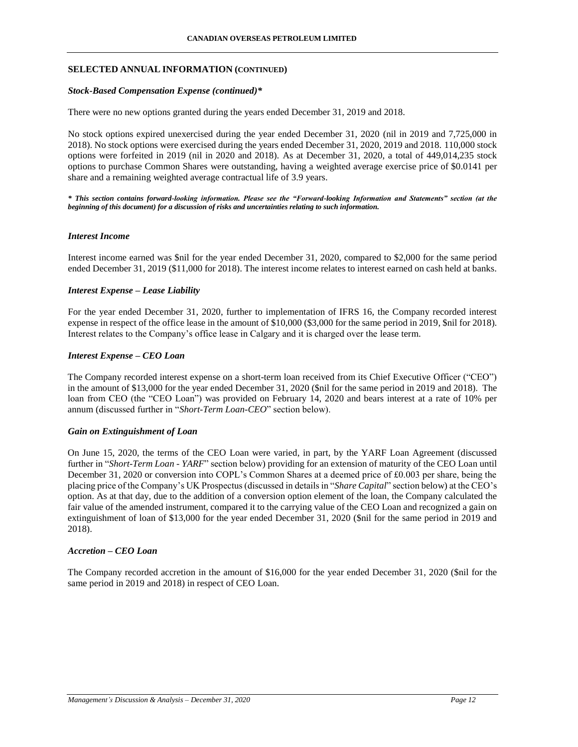## SELECTED ANNUAL INFORMATION (CONTINUED)

### *Stock-Based Compensation Expense (continued)\**

There were no new options granted during the years ended December 31, 2019 and 2018.

No stock options expired unexercised during the year ended December 31, 2020 (nil in 2019 and 7,725,000 in 2018). No stock options were exercised during the years ended December 31, 2020, 2019 and 2018. 110,000 stock options were forfeited in 2019 (nil in 2020 and 2018). As at December 31, 2020, a total of 449,014,235 stock options to purchase Common Shares were outstanding, having a weighted average exercise price of $0.0141 per share and a remaining weighted average contractual life of 3.9 years.

***\* This section contains forward-looking information. Please see the "Forward-looking Information and Statements" section (at the beginning of this document) for a discussion of risks and uncertainties relating to such information.***

### *Interest Income*

Interest income earned was $nil for the year ended December 31, 2020, compared to $2,000 for the same period ended December 31, 2019 ($11,000 for 2018). The interest income relates to interest earned on cash held at banks.

### *Interest Expense – Lease Liability*

For the year ended December 31, 2020, further to implementation of IFRS 16, the Company recorded interest expense in respect of the office lease in the amount of $10,000 ($3,000 for the same period in 2019, $nil for 2018). Interest relates to the Company's office lease in Calgary and it is charged over the lease term.

### *Interest Expense – CEO Loan*

The Company recorded interest expense on a short-term loan received from its Chief Executive Officer ("CEO") in the amount of $13,000 for the year ended December 31, 2020 ($nil for the same period in 2019 and 2018). The loan from CEO (the "CEO Loan") was provided on February 14, 2020 and bears interest at a rate of 10% per annum (discussed further in "*Short-Term Loan-CEO*" section below).

### *Gain on Extinguishment of Loan*

On June 15, 2020, the terms of the CEO Loan were varied, in part, by the YARF Loan Agreement (discussed further in "*Short-Term Loan - YARF*" section below) providing for an extension of maturity of the CEO Loan until December 31, 2020 or conversion into COPL's Common Shares at a deemed price of £0.003 per share, being the placing price of the Company's UK Prospectus (discussed in details in "*Share Capital*" section below) at the CEO's option. As at that day, due to the addition of a conversion option element of the loan, the Company calculated the fair value of the amended instrument, compared it to the carrying value of the CEO Loan and recognized a gain on extinguishment of loan of $13,000 for the year ended December 31, 2020 ($nil for the same period in 2019 and 2018).

### *Accretion – CEO Loan*

The Company recorded accretion in the amount of $16,000 for the year ended December 31, 2020 ($nil for the same period in 2019 and 2018) in respect of CEO Loan.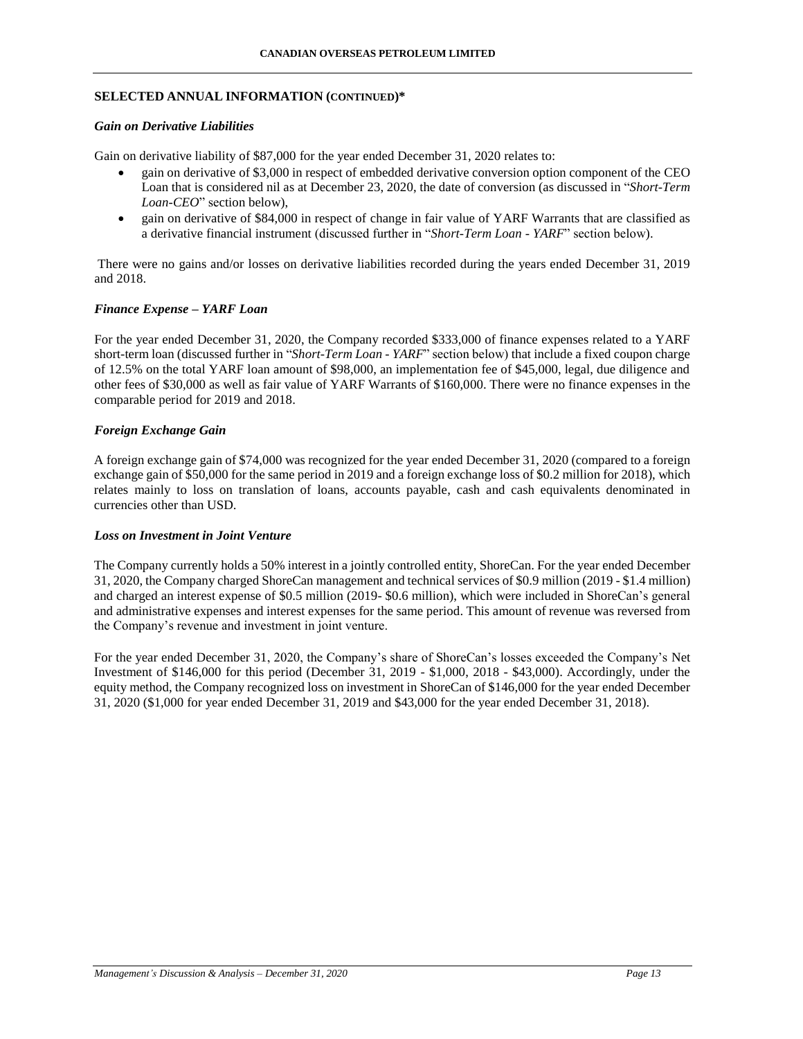## SELECTED ANNUAL INFORMATION (CONTINUED)*

### *Gain on Derivative Liabilities*

Gain on derivative liability of $87,000 for the year ended December 31, 2020 relates to:

- gain on derivative of $3,000 in respect of embedded derivative conversion option component of the CEO Loan that is considered nil as at December 23, 2020, the date of conversion (as discussed in "*Short-Term Loan-CEO*" section below),
- gain on derivative of $84,000 in respect of change in fair value of YARF Warrants that are classified as a derivative financial instrument (discussed further in "*Short-Term Loan - YARF*" section below).

There were no gains and/or losses on derivative liabilities recorded during the years ended December 31, 2019 and 2018.

### *Finance Expense – YARF Loan*

For the year ended December 31, 2020, the Company recorded $333,000 of finance expenses related to a YARF short-term loan (discussed further in "*Short-Term Loan - YARF*" section below) that include a fixed coupon charge of 12.5% on the total YARF loan amount of $98,000, an implementation fee of $45,000, legal, due diligence and other fees of $30,000 as well as fair value of YARF Warrants of $160,000. There were no finance expenses in the comparable period for 2019 and 2018.

### *Foreign Exchange Gain*

A foreign exchange gain of $74,000 was recognized for the year ended December 31, 2020 (compared to a foreign exchange gain of $50,000 for the same period in 2019 and a foreign exchange loss of $0.2 million for 2018), which relates mainly to loss on translation of loans, accounts payable, cash and cash equivalents denominated in currencies other than USD.

### *Loss on Investment in Joint Venture*

The Company currently holds a 50% interest in a jointly controlled entity, ShoreCan. For the year ended December 31, 2020, the Company charged ShoreCan management and technical services of $0.9 million (2019 - $1.4 million) and charged an interest expense of $0.5 million (2019- $0.6 million), which were included in ShoreCan's general and administrative expenses and interest expenses for the same period. This amount of revenue was reversed from the Company's revenue and investment in joint venture.

For the year ended December 31, 2020, the Company's share of ShoreCan's losses exceeded the Company's Net Investment of $146,000 for this period (December 31, 2019 - $1,000, 2018 - $43,000). Accordingly, under the equity method, the Company recognized loss on investment in ShoreCan of $146,000 for the year ended December 31, 2020 ($1,000 for year ended December 31, 2019 and $43,000 for the year ended December 31, 2018).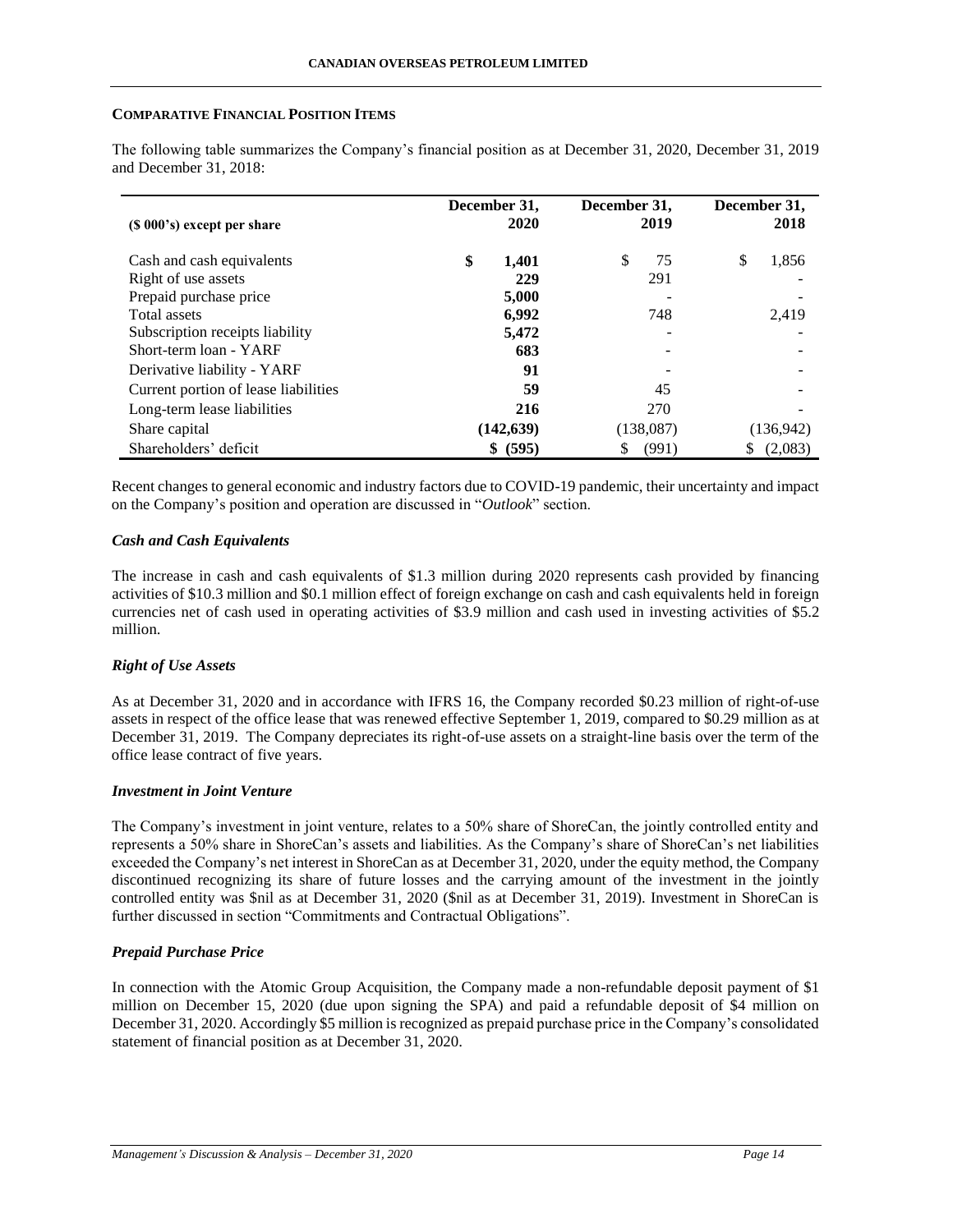## COMPARATIVE FINANCIAL POSITION ITEMS

The following table summarizes the Company's financial position as at December 31, 2020, December 31, 2019 and December 31, 2018:

| ($ 000's) except per share | December 31, 2020 | December 31, 2019 | December 31, 2018 |
|---|---|---|---|
| Cash and cash equivalents | **$ 1,401** | $ 75 | $ 1,856 |
| Right of use assets | **229** | 291 | - |
| Prepaid purchase price | **5,000** | - | - |
| Total assets | **6,992** | 748 | 2,419 |
| Subscription receipts liability | **5,472** | - | - |
| Short-term loan - YARF | **683** | - | - |
| Derivative liability - YARF | **91** | - | - |
| Current portion of lease liabilities | **59** | 45 | - |
| Long-term lease liabilities | **216** | 270 | - |
| Share capital | **(142,639)** | (138,087) | (136,942) |
| Shareholders' deficit | **$ (595)** | $ (991) | $ (2,083) |

Recent changes to general economic and industry factors due to COVID-19 pandemic, their uncertainty and impact on the Company's position and operation are discussed in "*Outlook*" section.

### *Cash and Cash Equivalents*

The increase in cash and cash equivalents of $1.3 million during 2020 represents cash provided by financing activities of $10.3 million and $0.1 million effect of foreign exchange on cash and cash equivalents held in foreign currencies net of cash used in operating activities of $3.9 million and cash used in investing activities of $5.2 million.

### *Right of Use Assets*

As at December 31, 2020 and in accordance with IFRS 16, the Company recorded $0.23 million of right-of-use assets in respect of the office lease that was renewed effective September 1, 2019, compared to $0.29 million as at December 31, 2019. The Company depreciates its right-of-use assets on a straight-line basis over the term of the office lease contract of five years.

### *Investment in Joint Venture*

The Company's investment in joint venture, relates to a 50% share of ShoreCan, the jointly controlled entity and represents a 50% share in ShoreCan's assets and liabilities. As the Company's share of ShoreCan's net liabilities exceeded the Company's net interest in ShoreCan as at December 31, 2020, under the equity method, the Company discontinued recognizing its share of future losses and the carrying amount of the investment in the jointly controlled entity was $nil as at December 31, 2020 ($nil as at December 31, 2019). Investment in ShoreCan is further discussed in section "Commitments and Contractual Obligations".

### *Prepaid Purchase Price*

In connection with the Atomic Group Acquisition, the Company made a non-refundable deposit payment of $1 million on December 15, 2020 (due upon signing the SPA) and paid a refundable deposit of $4 million on December 31, 2020. Accordingly $5 million is recognized as prepaid purchase price in the Company's consolidated statement of financial position as at December 31, 2020.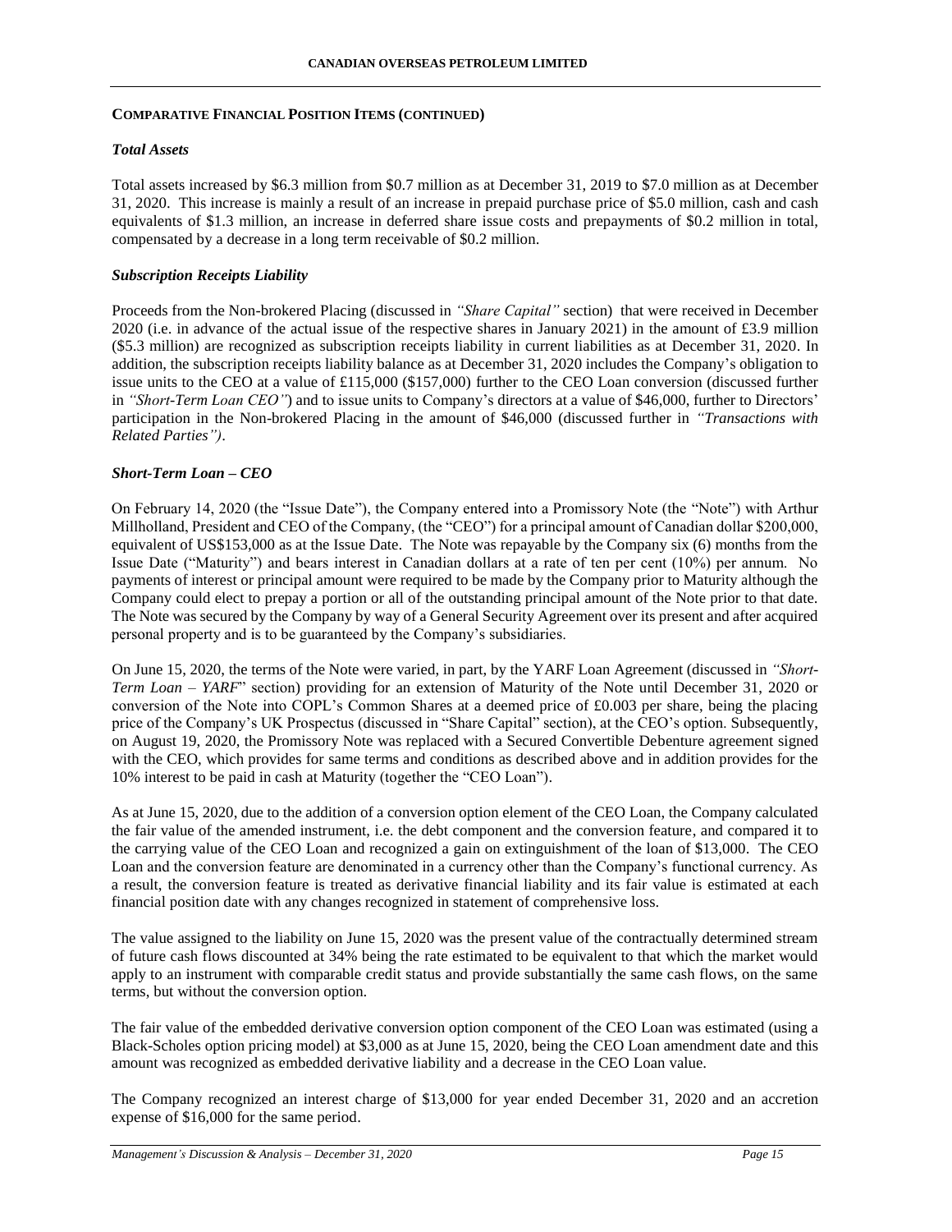## **COMPARATIVE FINANCIAL POSITION ITEMS (CONTINUED)**

### *Total Assets*

Total assets increased by $6.3 million from $0.7 million as at December 31, 2019 to $7.0 million as at December 31, 2020. This increase is mainly a result of an increase in prepaid purchase price of $5.0 million, cash and cash equivalents of $1.3 million, an increase in deferred share issue costs and prepayments of $0.2 million in total, compensated by a decrease in a long term receivable of $0.2 million.

### *Subscription Receipts Liability*

Proceeds from the Non-brokered Placing (discussed in *"Share Capital"* section) that were received in December 2020 (i.e. in advance of the actual issue of the respective shares in January 2021) in the amount of £3.9 million ($5.3 million) are recognized as subscription receipts liability in current liabilities as at December 31, 2020. In addition, the subscription receipts liability balance as at December 31, 2020 includes the Company's obligation to issue units to the CEO at a value of £115,000 ($157,000) further to the CEO Loan conversion (discussed further in *"Short-Term Loan CEO"*) and to issue units to Company's directors at a value of $46,000, further to Directors' participation in the Non-brokered Placing in the amount of $46,000 (discussed further in *"Transactions with Related Parties")*.

### *Short-Term Loan – CEO*

On February 14, 2020 (the "Issue Date"), the Company entered into a Promissory Note (the "Note") with Arthur Millholland, President and CEO of the Company, (the "CEO") for a principal amount of Canadian dollar $200,000, equivalent of US$153,000 as at the Issue Date. The Note was repayable by the Company six (6) months from the Issue Date ("Maturity") and bears interest in Canadian dollars at a rate of ten per cent (10%) per annum. No payments of interest or principal amount were required to be made by the Company prior to Maturity although the Company could elect to prepay a portion or all of the outstanding principal amount of the Note prior to that date. The Note was secured by the Company by way of a General Security Agreement over its present and after acquired personal property and is to be guaranteed by the Company's subsidiaries.

On June 15, 2020, the terms of the Note were varied, in part, by the YARF Loan Agreement (discussed in *"Short-Term Loan – YARF*" section) providing for an extension of Maturity of the Note until December 31, 2020 or conversion of the Note into COPL's Common Shares at a deemed price of £0.003 per share, being the placing price of the Company's UK Prospectus (discussed in "Share Capital" section), at the CEO's option. Subsequently, on August 19, 2020, the Promissory Note was replaced with a Secured Convertible Debenture agreement signed with the CEO, which provides for same terms and conditions as described above and in addition provides for the 10% interest to be paid in cash at Maturity (together the "CEO Loan").

As at June 15, 2020, due to the addition of a conversion option element of the CEO Loan, the Company calculated the fair value of the amended instrument, i.e. the debt component and the conversion feature, and compared it to the carrying value of the CEO Loan and recognized a gain on extinguishment of the loan of $13,000. The CEO Loan and the conversion feature are denominated in a currency other than the Company's functional currency. As a result, the conversion feature is treated as derivative financial liability and its fair value is estimated at each financial position date with any changes recognized in statement of comprehensive loss.

The value assigned to the liability on June 15, 2020 was the present value of the contractually determined stream of future cash flows discounted at 34% being the rate estimated to be equivalent to that which the market would apply to an instrument with comparable credit status and provide substantially the same cash flows, on the same terms, but without the conversion option.

The fair value of the embedded derivative conversion option component of the CEO Loan was estimated (using a Black-Scholes option pricing model) at $3,000 as at June 15, 2020, being the CEO Loan amendment date and this amount was recognized as embedded derivative liability and a decrease in the CEO Loan value.

The Company recognized an interest charge of $13,000 for year ended December 31, 2020 and an accretion expense of $16,000 for the same period.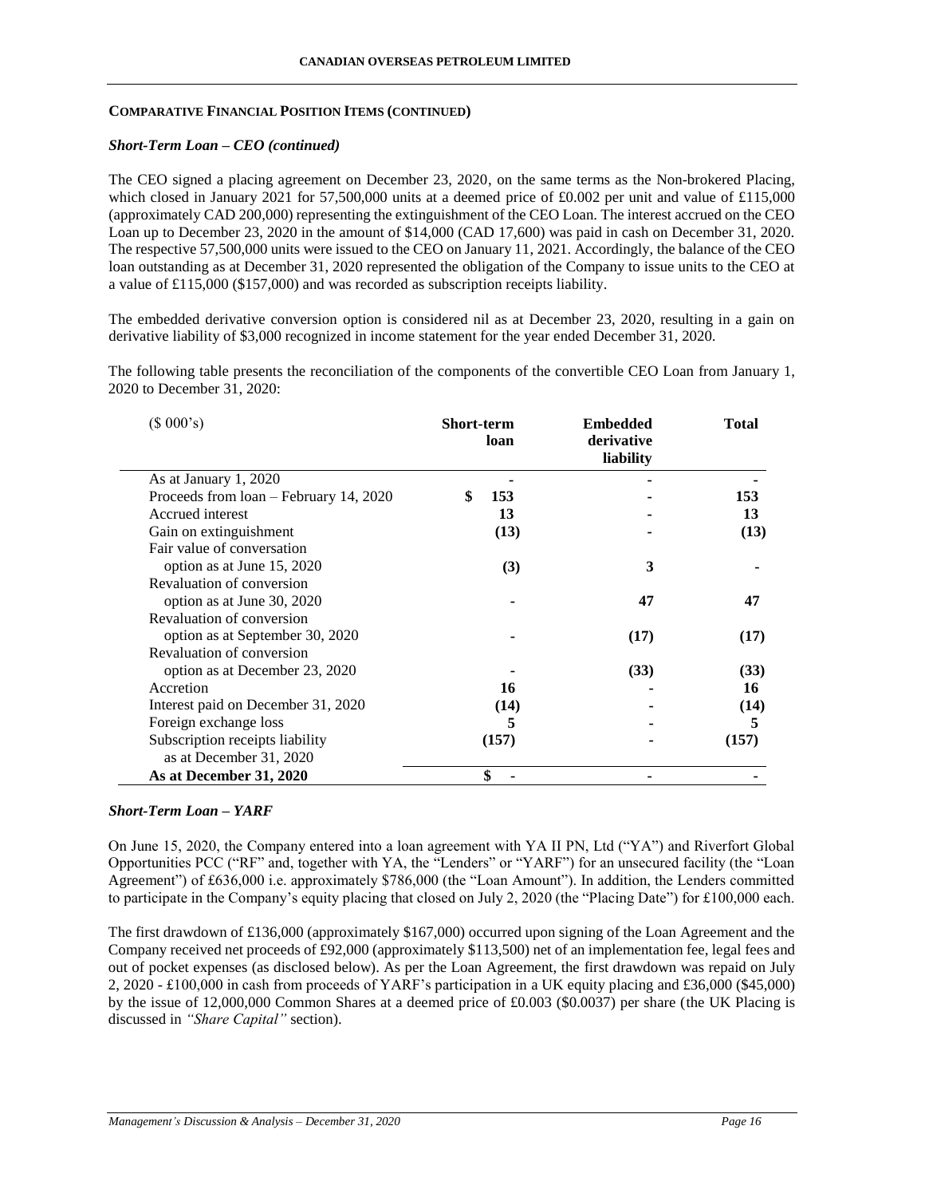**COMPARATIVE FINANCIAL POSITION ITEMS (CONTINUED)**

***Short-Term Loan – CEO (continued)***

The CEO signed a placing agreement on December 23, 2020, on the same terms as the Non-brokered Placing, which closed in January 2021 for 57,500,000 units at a deemed price of £0.002 per unit and value of £115,000 (approximately CAD 200,000) representing the extinguishment of the CEO Loan. The interest accrued on the CEO Loan up to December 23, 2020 in the amount of $14,000 (CAD 17,600) was paid in cash on December 31, 2020. The respective 57,500,000 units were issued to the CEO on January 11, 2021. Accordingly, the balance of the CEO loan outstanding as at December 31, 2020 represented the obligation of the Company to issue units to the CEO at a value of £115,000 ($157,000) and was recorded as subscription receipts liability.

The embedded derivative conversion option is considered nil as at December 23, 2020, resulting in a gain on derivative liability of $3,000 recognized in income statement for the year ended December 31, 2020.

The following table presents the reconciliation of the components of the convertible CEO Loan from January 1, 2020 to December 31, 2020:

| ($ 000's) | Short-term loan | Embedded derivative liability | Total |
|---|---|---|---|
| As at January 1, 2020 | - | - | - |
| Proceeds from loan – February 14, 2020 | $ 153 | - | 153 |
| Accrued interest | 13 | - | 13 |
| Gain on extinguishment | (13) | - | (13) |
| Fair value of conversation option as at June 15, 2020 | (3) | 3 | - |
| Revaluation of conversion option as at June 30, 2020 | - | 47 | 47 |
| Revaluation of conversion option as at September 30, 2020 | - | (17) | (17) |
| Revaluation of conversion option as at December 23, 2020 | - | (33) | (33) |
| Accretion | 16 | - | 16 |
| Interest paid on December 31, 2020 | (14) | - | (14) |
| Foreign exchange loss | 5 | - | 5 |
| Subscription receipts liability as at December 31, 2020 | (157) | - | (157) |
| **As at December 31, 2020** | **$ -** | **-** | **-** |

***Short-Term Loan – YARF***

On June 15, 2020, the Company entered into a loan agreement with YA II PN, Ltd ("YA") and Riverfort Global Opportunities PCC ("RF" and, together with YA, the "Lenders" or "YARF") for an unsecured facility (the "Loan Agreement") of £636,000 i.e. approximately $786,000 (the "Loan Amount"). In addition, the Lenders committed to participate in the Company's equity placing that closed on July 2, 2020 (the "Placing Date") for £100,000 each.

The first drawdown of £136,000 (approximately $167,000) occurred upon signing of the Loan Agreement and the Company received net proceeds of £92,000 (approximately $113,500) net of an implementation fee, legal fees and out of pocket expenses (as disclosed below). As per the Loan Agreement, the first drawdown was repaid on July 2, 2020 - £100,000 in cash from proceeds of YARF's participation in a UK equity placing and £36,000 ($45,000) by the issue of 12,000,000 Common Shares at a deemed price of £0.003 ($0.0037) per share (the UK Placing is discussed in *"Share Capital"* section).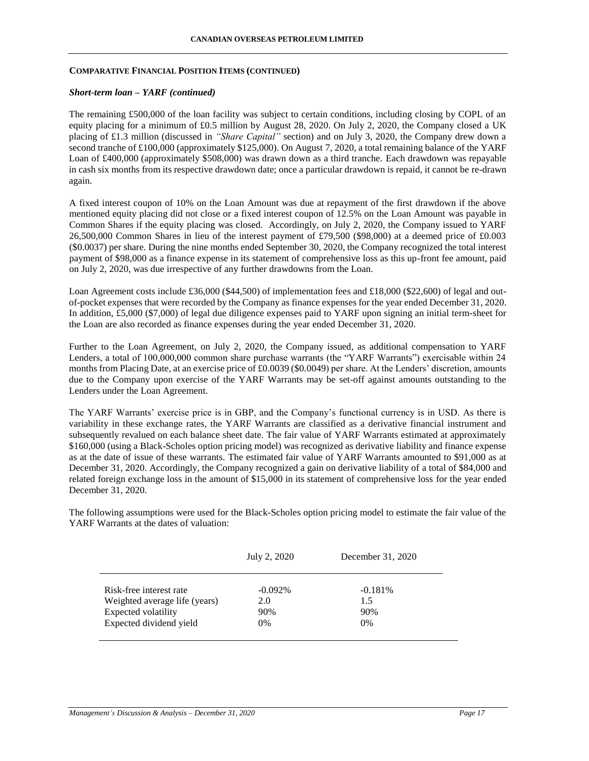## COMPARATIVE FINANCIAL POSITION ITEMS (CONTINUED)

### *Short-term loan – YARF (continued)*

The remaining £500,000 of the loan facility was subject to certain conditions, including closing by COPL of an equity placing for a minimum of £0.5 million by August 28, 2020. On July 2, 2020, the Company closed a UK placing of £1.3 million (discussed in *"Share Capital"* section) and on July 3, 2020, the Company drew down a second tranche of £100,000 (approximately $125,000). On August 7, 2020, a total remaining balance of the YARF Loan of £400,000 (approximately $508,000) was drawn down as a third tranche. Each drawdown was repayable in cash six months from its respective drawdown date; once a particular drawdown is repaid, it cannot be re-drawn again.

A fixed interest coupon of 10% on the Loan Amount was due at repayment of the first drawdown if the above mentioned equity placing did not close or a fixed interest coupon of 12.5% on the Loan Amount was payable in Common Shares if the equity placing was closed. Accordingly, on July 2, 2020, the Company issued to YARF 26,500,000 Common Shares in lieu of the interest payment of £79,500 ($98,000) at a deemed price of £0.003 ($0.0037) per share. During the nine months ended September 30, 2020, the Company recognized the total interest payment of $98,000 as a finance expense in its statement of comprehensive loss as this up-front fee amount, paid on July 2, 2020, was due irrespective of any further drawdowns from the Loan.

Loan Agreement costs include £36,000 ($44,500) of implementation fees and £18,000 ($22,600) of legal and out-of-pocket expenses that were recorded by the Company as finance expenses for the year ended December 31, 2020. In addition, £5,000 ($7,000) of legal due diligence expenses paid to YARF upon signing an initial term-sheet for the Loan are also recorded as finance expenses during the year ended December 31, 2020.

Further to the Loan Agreement, on July 2, 2020, the Company issued, as additional compensation to YARF Lenders, a total of 100,000,000 common share purchase warrants (the "YARF Warrants") exercisable within 24 months from Placing Date, at an exercise price of £0.0039 ($0.0049) per share. At the Lenders' discretion, amounts due to the Company upon exercise of the YARF Warrants may be set-off against amounts outstanding to the Lenders under the Loan Agreement.

The YARF Warrants' exercise price is in GBP, and the Company's functional currency is in USD. As there is variability in these exchange rates, the YARF Warrants are classified as a derivative financial instrument and subsequently revalued on each balance sheet date. The fair value of YARF Warrants estimated at approximately $160,000 (using a Black-Scholes option pricing model) was recognized as derivative liability and finance expense as at the date of issue of these warrants. The estimated fair value of YARF Warrants amounted to $91,000 as at December 31, 2020. Accordingly, the Company recognized a gain on derivative liability of a total of $84,000 and related foreign exchange loss in the amount of $15,000 in its statement of comprehensive loss for the year ended December 31, 2020.

The following assumptions were used for the Black-Scholes option pricing model to estimate the fair value of the YARF Warrants at the dates of valuation:

| | July 2, 2020 | December 31, 2020 |
|---|---|---|
| Risk-free interest rate | -0.092% | -0.181% |
| Weighted average life (years) | 2.0 | 1.5 |
| Expected volatility | 90% | 90% |
| Expected dividend yield | 0% | 0% |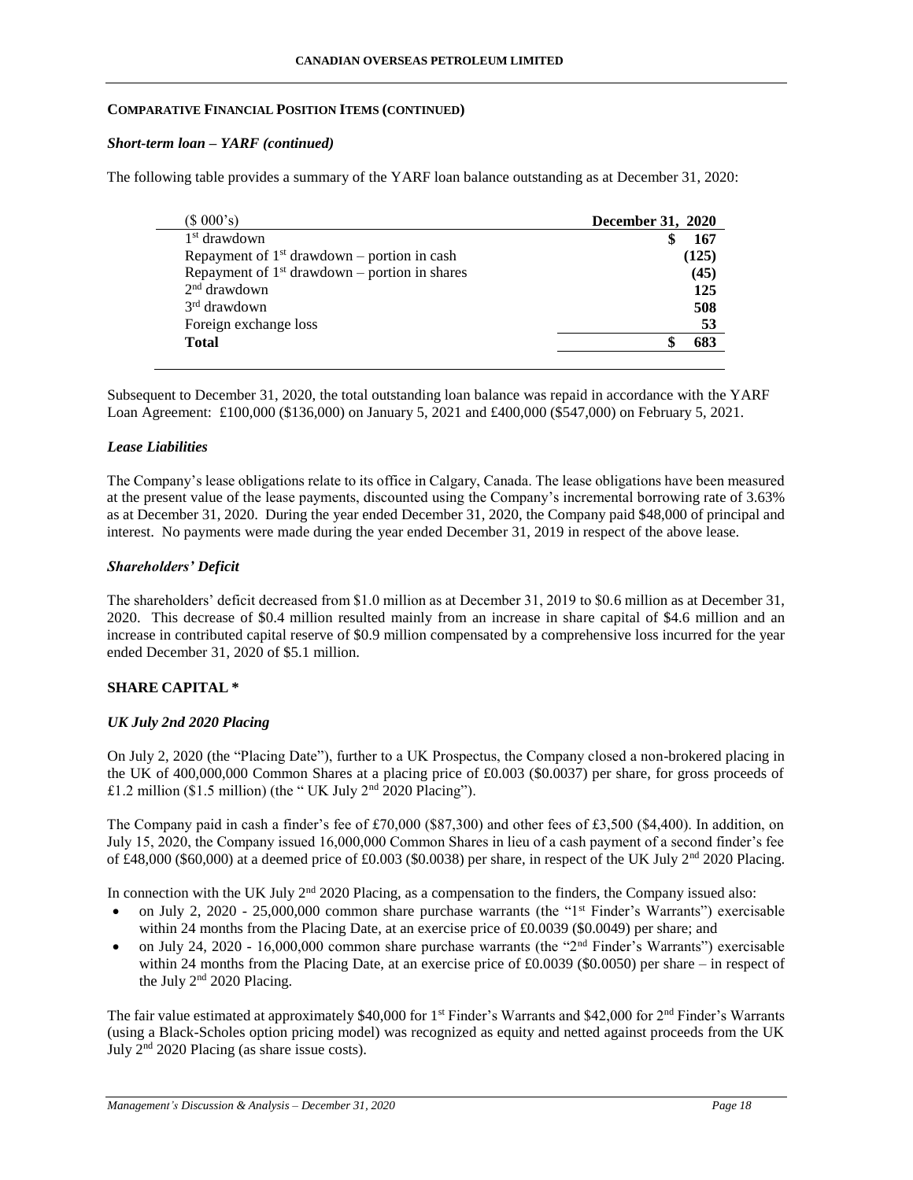### COMPARATIVE FINANCIAL POSITION ITEMS (CONTINUED)

#### *Short-term loan – YARF (continued)*

The following table provides a summary of the YARF loan balance outstanding as at December 31, 2020:

| ($ 000's) | December 31, 2020 |
|---|---|
| 1st drawdown | $ 167 |
| Repayment of 1st drawdown – portion in cash | (125) |
| Repayment of 1st drawdown – portion in shares | (45) |
| 2nd drawdown | 125 |
| 3rd drawdown | 508 |
| Foreign exchange loss | 53 |
| **Total** | **$ 683** |

Subsequent to December 31, 2020, the total outstanding loan balance was repaid in accordance with the YARF Loan Agreement: £100,000 ($136,000) on January 5, 2021 and £400,000 ($547,000) on February 5, 2021.

#### *Lease Liabilities*

The Company's lease obligations relate to its office in Calgary, Canada. The lease obligations have been measured at the present value of the lease payments, discounted using the Company's incremental borrowing rate of 3.63% as at December 31, 2020. During the year ended December 31, 2020, the Company paid $48,000 of principal and interest. No payments were made during the year ended December 31, 2019 in respect of the above lease.

#### *Shareholders' Deficit*

The shareholders' deficit decreased from $1.0 million as at December 31, 2019 to $0.6 million as at December 31, 2020. This decrease of $0.4 million resulted mainly from an increase in share capital of $4.6 million and an increase in contributed capital reserve of $0.9 million compensated by a comprehensive loss incurred for the year ended December 31, 2020 of $5.1 million.

### SHARE CAPITAL *

#### *UK July 2nd 2020 Placing*

On July 2, 2020 (the "Placing Date"), further to a UK Prospectus, the Company closed a non-brokered placing in the UK of 400,000,000 Common Shares at a placing price of £0.003 ($0.0037) per share, for gross proceeds of £1.2 million ($1.5 million) (the " UK July 2nd 2020 Placing").

The Company paid in cash a finder's fee of £70,000 ($87,300) and other fees of £3,500 ($4,400). In addition, on July 15, 2020, the Company issued 16,000,000 Common Shares in lieu of a cash payment of a second finder's fee of £48,000 ($60,000) at a deemed price of £0.003 ($0.0038) per share, in respect of the UK July 2nd 2020 Placing.

In connection with the UK July 2nd 2020 Placing, as a compensation to the finders, the Company issued also:

- on July 2, 2020 - 25,000,000 common share purchase warrants (the "1st Finder's Warrants") exercisable within 24 months from the Placing Date, at an exercise price of £0.0039 ($0.0049) per share; and
- on July 24, 2020 - 16,000,000 common share purchase warrants (the "2nd Finder's Warrants") exercisable within 24 months from the Placing Date, at an exercise price of £0.0039 ($0.0050) per share – in respect of the July 2nd 2020 Placing.

The fair value estimated at approximately $40,000 for 1st Finder's Warrants and $42,000 for 2nd Finder's Warrants (using a Black-Scholes option pricing model) was recognized as equity and netted against proceeds from the UK July 2nd 2020 Placing (as share issue costs).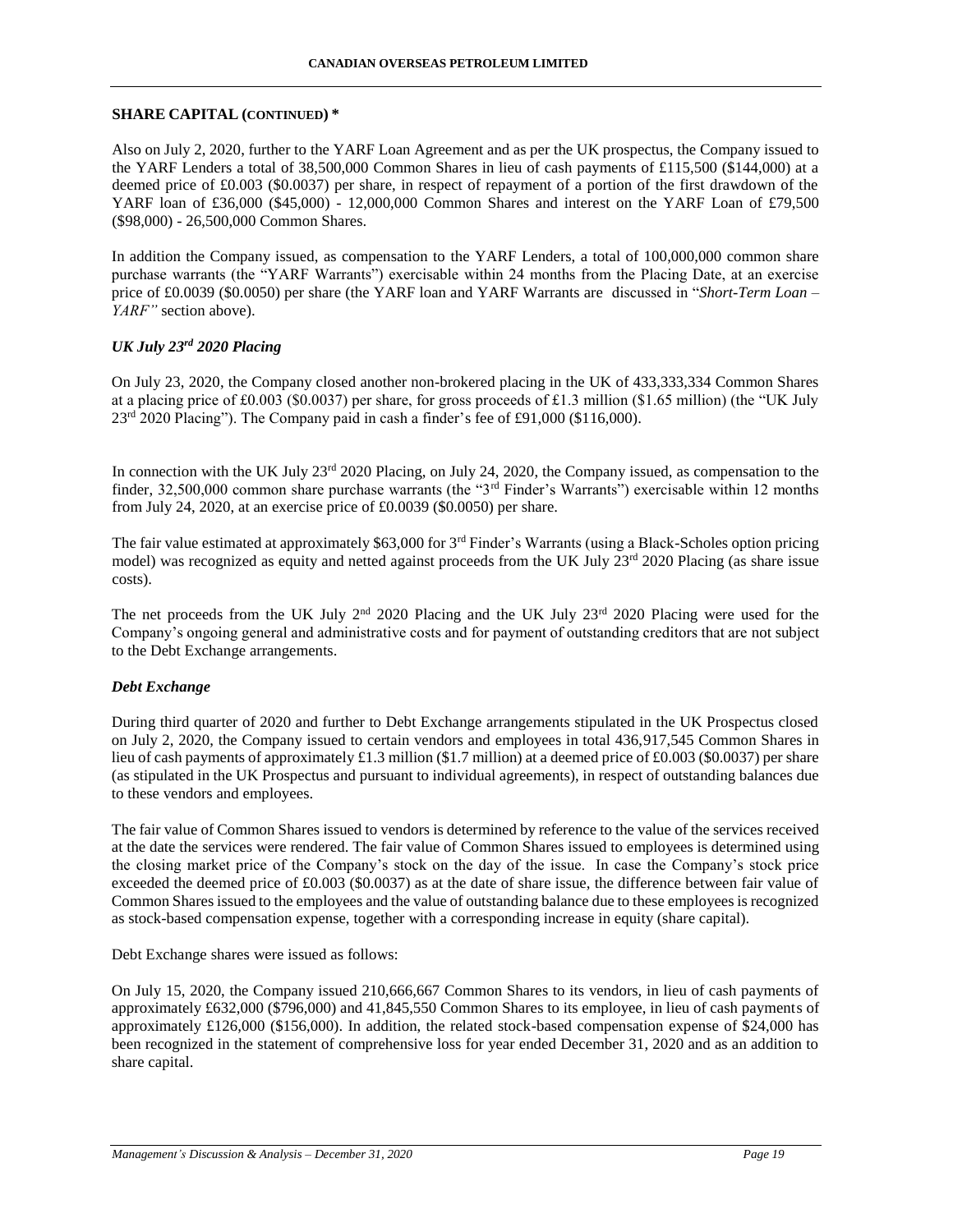## SHARE CAPITAL (CONTINUED) *

Also on July 2, 2020, further to the YARF Loan Agreement and as per the UK prospectus, the Company issued to the YARF Lenders a total of 38,500,000 Common Shares in lieu of cash payments of £115,500 ($144,000) at a deemed price of £0.003 ($0.0037) per share, in respect of repayment of a portion of the first drawdown of the YARF loan of £36,000 ($45,000) - 12,000,000 Common Shares and interest on the YARF Loan of £79,500 ($98,000) - 26,500,000 Common Shares.

In addition the Company issued, as compensation to the YARF Lenders, a total of 100,000,000 common share purchase warrants (the "YARF Warrants") exercisable within 24 months from the Placing Date, at an exercise price of £0.0039 ($0.0050) per share (the YARF loan and YARF Warrants are discussed in "*Short-Term Loan – YARF"* section above).

### *UK July 23rd 2020 Placing*

On July 23, 2020, the Company closed another non-brokered placing in the UK of 433,333,334 Common Shares at a placing price of £0.003 ($0.0037) per share, for gross proceeds of £1.3 million ($1.65 million) (the "UK July 23rd 2020 Placing"). The Company paid in cash a finder's fee of £91,000 ($116,000).

In connection with the UK July 23rd 2020 Placing, on July 24, 2020, the Company issued, as compensation to the finder, 32,500,000 common share purchase warrants (the "3rd Finder's Warrants") exercisable within 12 months from July 24, 2020, at an exercise price of £0.0039 ($0.0050) per share.

The fair value estimated at approximately $63,000 for 3rd Finder's Warrants (using a Black-Scholes option pricing model) was recognized as equity and netted against proceeds from the UK July 23rd 2020 Placing (as share issue costs).

The net proceeds from the UK July 2nd 2020 Placing and the UK July 23rd 2020 Placing were used for the Company's ongoing general and administrative costs and for payment of outstanding creditors that are not subject to the Debt Exchange arrangements.

### *Debt Exchange*

During third quarter of 2020 and further to Debt Exchange arrangements stipulated in the UK Prospectus closed on July 2, 2020, the Company issued to certain vendors and employees in total 436,917,545 Common Shares in lieu of cash payments of approximately £1.3 million ($1.7 million) at a deemed price of £0.003 ($0.0037) per share (as stipulated in the UK Prospectus and pursuant to individual agreements), in respect of outstanding balances due to these vendors and employees.

The fair value of Common Shares issued to vendors is determined by reference to the value of the services received at the date the services were rendered. The fair value of Common Shares issued to employees is determined using the closing market price of the Company's stock on the day of the issue. In case the Company's stock price exceeded the deemed price of £0.003 ($0.0037) as at the date of share issue, the difference between fair value of Common Shares issued to the employees and the value of outstanding balance due to these employees is recognized as stock-based compensation expense, together with a corresponding increase in equity (share capital).

Debt Exchange shares were issued as follows:

On July 15, 2020, the Company issued 210,666,667 Common Shares to its vendors, in lieu of cash payments of approximately £632,000 ($796,000) and 41,845,550 Common Shares to its employee, in lieu of cash payments of approximately £126,000 ($156,000). In addition, the related stock-based compensation expense of $24,000 has been recognized in the statement of comprehensive loss for year ended December 31, 2020 and as an addition to share capital.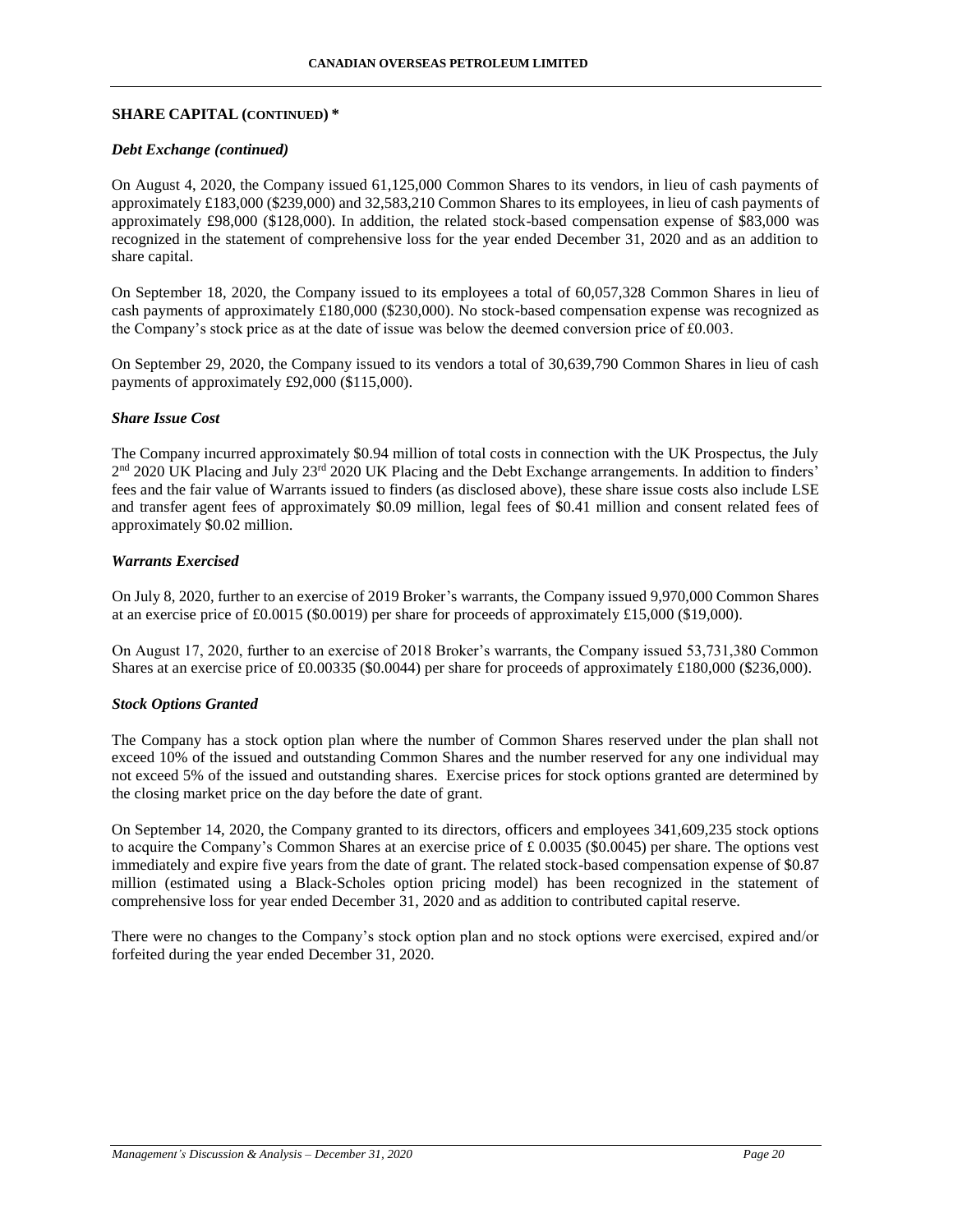## SHARE CAPITAL (CONTINUED) *

### *Debt Exchange (continued)*

On August 4, 2020, the Company issued 61,125,000 Common Shares to its vendors, in lieu of cash payments of approximately £183,000 ($239,000) and 32,583,210 Common Shares to its employees, in lieu of cash payments of approximately £98,000 ($128,000). In addition, the related stock-based compensation expense of $83,000 was recognized in the statement of comprehensive loss for the year ended December 31, 2020 and as an addition to share capital.

On September 18, 2020, the Company issued to its employees a total of 60,057,328 Common Shares in lieu of cash payments of approximately £180,000 ($230,000). No stock-based compensation expense was recognized as the Company's stock price as at the date of issue was below the deemed conversion price of £0.003.

On September 29, 2020, the Company issued to its vendors a total of 30,639,790 Common Shares in lieu of cash payments of approximately £92,000 ($115,000).

### *Share Issue Cost*

The Company incurred approximately $0.94 million of total costs in connection with the UK Prospectus, the July 2nd 2020 UK Placing and July 23rd 2020 UK Placing and the Debt Exchange arrangements. In addition to finders' fees and the fair value of Warrants issued to finders (as disclosed above), these share issue costs also include LSE and transfer agent fees of approximately $0.09 million, legal fees of $0.41 million and consent related fees of approximately $0.02 million.

### *Warrants Exercised*

On July 8, 2020, further to an exercise of 2019 Broker's warrants, the Company issued 9,970,000 Common Shares at an exercise price of £0.0015 ($0.0019) per share for proceeds of approximately £15,000 ($19,000).

On August 17, 2020, further to an exercise of 2018 Broker's warrants, the Company issued 53,731,380 Common Shares at an exercise price of £0.00335 ($0.0044) per share for proceeds of approximately £180,000 ($236,000).

### *Stock Options Granted*

The Company has a stock option plan where the number of Common Shares reserved under the plan shall not exceed 10% of the issued and outstanding Common Shares and the number reserved for any one individual may not exceed 5% of the issued and outstanding shares. Exercise prices for stock options granted are determined by the closing market price on the day before the date of grant.

On September 14, 2020, the Company granted to its directors, officers and employees 341,609,235 stock options to acquire the Company's Common Shares at an exercise price of £ 0.0035 ($0.0045) per share. The options vest immediately and expire five years from the date of grant. The related stock-based compensation expense of $0.87 million (estimated using a Black-Scholes option pricing model) has been recognized in the statement of comprehensive loss for year ended December 31, 2020 and as addition to contributed capital reserve.

There were no changes to the Company's stock option plan and no stock options were exercised, expired and/or forfeited during the year ended December 31, 2020.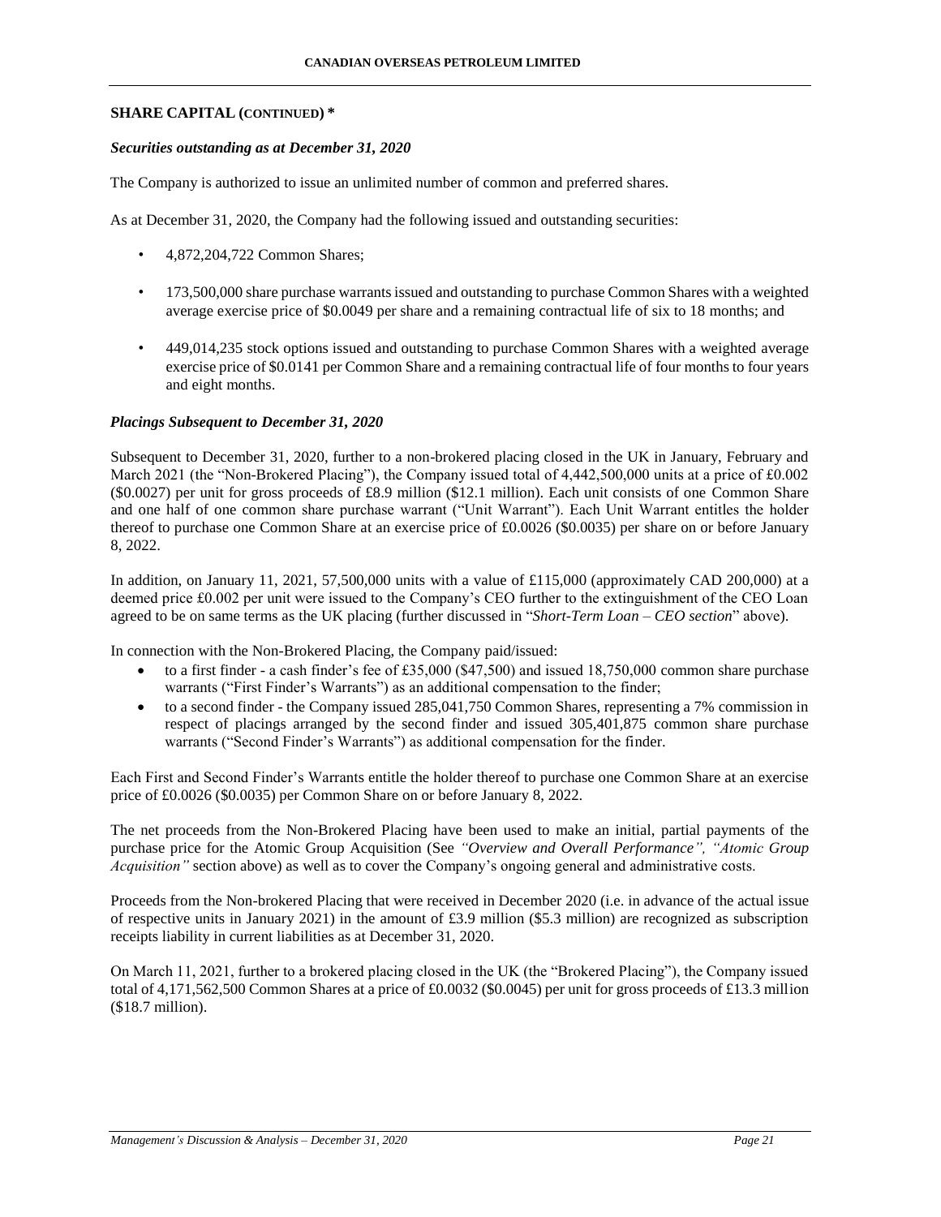## SHARE CAPITAL (CONTINUED) *

### *Securities outstanding as at December 31, 2020*

The Company is authorized to issue an unlimited number of common and preferred shares.

As at December 31, 2020, the Company had the following issued and outstanding securities:

- 4,872,204,722 Common Shares;
- 173,500,000 share purchase warrants issued and outstanding to purchase Common Shares with a weighted average exercise price of $0.0049 per share and a remaining contractual life of six to 18 months; and
- 449,014,235 stock options issued and outstanding to purchase Common Shares with a weighted average exercise price of $0.0141 per Common Share and a remaining contractual life of four months to four years and eight months.

### *Placings Subsequent to December 31, 2020*

Subsequent to December 31, 2020, further to a non-brokered placing closed in the UK in January, February and March 2021 (the "Non-Brokered Placing"), the Company issued total of 4,442,500,000 units at a price of £0.002 ($0.0027) per unit for gross proceeds of £8.9 million ($12.1 million). Each unit consists of one Common Share and one half of one common share purchase warrant ("Unit Warrant"). Each Unit Warrant entitles the holder thereof to purchase one Common Share at an exercise price of £0.0026 ($0.0035) per share on or before January 8, 2022.

In addition, on January 11, 2021, 57,500,000 units with a value of £115,000 (approximately CAD 200,000) at a deemed price £0.002 per unit were issued to the Company's CEO further to the extinguishment of the CEO Loan agreed to be on same terms as the UK placing (further discussed in "*Short-Term Loan – CEO section*" above).

In connection with the Non-Brokered Placing, the Company paid/issued:

- to a first finder - a cash finder's fee of £35,000 ($47,500) and issued 18,750,000 common share purchase warrants ("First Finder's Warrants") as an additional compensation to the finder;
- to a second finder - the Company issued 285,041,750 Common Shares, representing a 7% commission in respect of placings arranged by the second finder and issued 305,401,875 common share purchase warrants ("Second Finder's Warrants") as additional compensation for the finder.

Each First and Second Finder's Warrants entitle the holder thereof to purchase one Common Share at an exercise price of £0.0026 ($0.0035) per Common Share on or before January 8, 2022.

The net proceeds from the Non-Brokered Placing have been used to make an initial, partial payments of the purchase price for the Atomic Group Acquisition (See *"Overview and Overall Performance", "Atomic Group Acquisition"* section above) as well as to cover the Company's ongoing general and administrative costs.

Proceeds from the Non-brokered Placing that were received in December 2020 (i.e. in advance of the actual issue of respective units in January 2021) in the amount of £3.9 million ($5.3 million) are recognized as subscription receipts liability in current liabilities as at December 31, 2020.

On March 11, 2021, further to a brokered placing closed in the UK (the "Brokered Placing"), the Company issued total of 4,171,562,500 Common Shares at a price of £0.0032 ($0.0045) per unit for gross proceeds of £13.3 million ($18.7 million).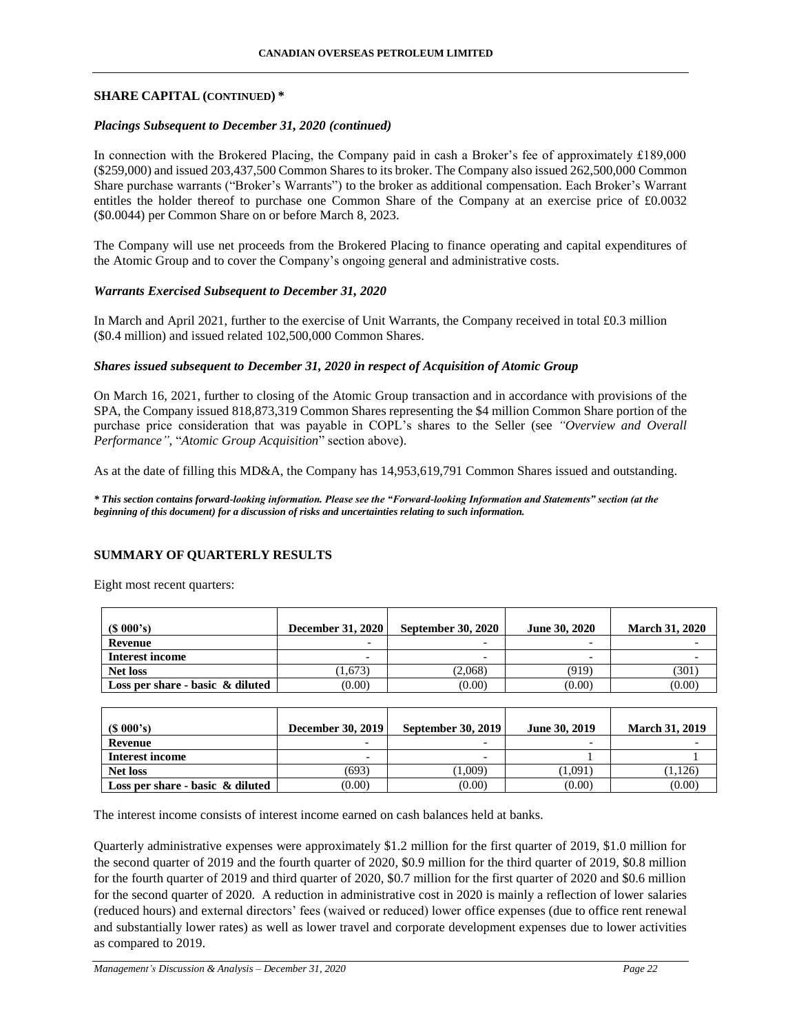## SHARE CAPITAL (CONTINUED) *

### *Placings Subsequent to December 31, 2020 (continued)*

In connection with the Brokered Placing, the Company paid in cash a Broker's fee of approximately £189,000 ($259,000) and issued 203,437,500 Common Shares to its broker. The Company also issued 262,500,000 Common Share purchase warrants ("Broker's Warrants") to the broker as additional compensation. Each Broker's Warrant entitles the holder thereof to purchase one Common Share of the Company at an exercise price of £0.0032 ($0.0044) per Common Share on or before March 8, 2023.

The Company will use net proceeds from the Brokered Placing to finance operating and capital expenditures of the Atomic Group and to cover the Company's ongoing general and administrative costs.

### *Warrants Exercised Subsequent to December 31, 2020*

In March and April 2021, further to the exercise of Unit Warrants, the Company received in total £0.3 million ($0.4 million) and issued related 102,500,000 Common Shares.

### *Shares issued subsequent to December 31, 2020 in respect of Acquisition of Atomic Group*

On March 16, 2021, further to closing of the Atomic Group transaction and in accordance with provisions of the SPA, the Company issued 818,873,319 Common Shares representing the $4 million Common Share portion of the purchase price consideration that was payable in COPL's shares to the Seller (see *"Overview and Overall Performance"*, "*Atomic Group Acquisition*" section above).

As at the date of filling this MD&A, the Company has 14,953,619,791 Common Shares issued and outstanding.

***\* This section contains forward-looking information. Please see the "Forward-looking Information and Statements" section (at the beginning of this document) for a discussion of risks and uncertainties relating to such information.***

## SUMMARY OF QUARTERLY RESULTS

Eight most recent quarters:

| ($ 000's) | December 31, 2020 | September 30, 2020 | June 30, 2020 | March 31, 2020 |
|---|---|---|---|---|
| **Revenue** | - | - | - | - |
| **Interest income** | - | - | - | - |
| **Net loss** | (1,673) | (2,068) | (919) | (301) |
| **Loss per share - basic & diluted** | (0.00) | (0.00) | (0.00) | (0.00) |

| ($ 000's) | December 30, 2019 | September 30, 2019 | June 30, 2019 | March 31, 2019 |
|---|---|---|---|---|
| **Revenue** | - | - | - | - |
| **Interest income** | - | - | 1 | 1 |
| **Net loss** | (693) | (1,009) | (1,091) | (1,126) |
| **Loss per share - basic & diluted** | (0.00) | (0.00) | (0.00) | (0.00) |

The interest income consists of interest income earned on cash balances held at banks.

Quarterly administrative expenses were approximately $1.2 million for the first quarter of 2019, $1.0 million for the second quarter of 2019 and the fourth quarter of 2020, $0.9 million for the third quarter of 2019, $0.8 million for the fourth quarter of 2019 and third quarter of 2020, $0.7 million for the first quarter of 2020 and $0.6 million for the second quarter of 2020. A reduction in administrative cost in 2020 is mainly a reflection of lower salaries (reduced hours) and external directors' fees (waived or reduced) lower office expenses (due to office rent renewal and substantially lower rates) as well as lower travel and corporate development expenses due to lower activities as compared to 2019.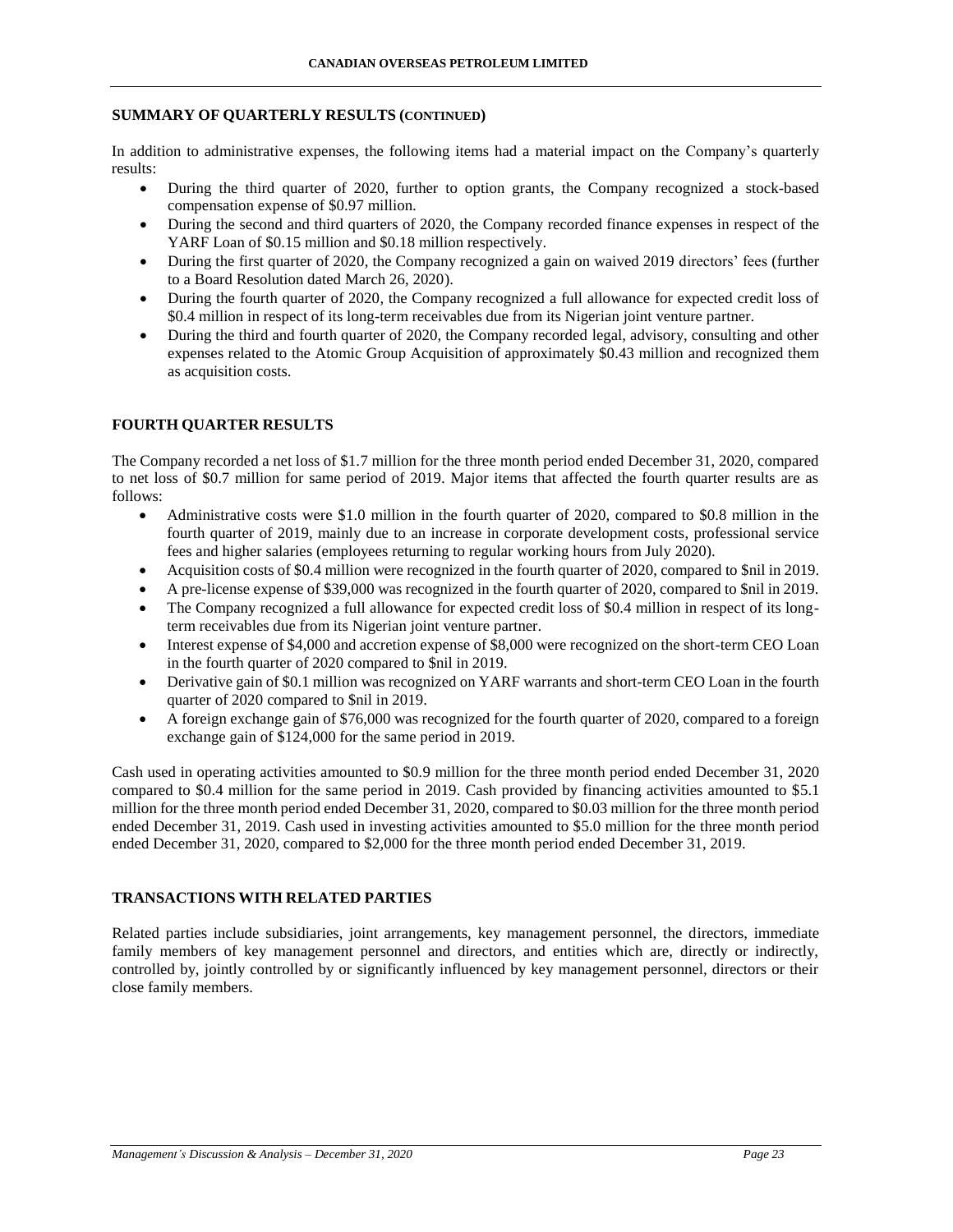## SUMMARY OF QUARTERLY RESULTS (CONTINUED)

In addition to administrative expenses, the following items had a material impact on the Company's quarterly results:

- During the third quarter of 2020, further to option grants, the Company recognized a stock-based compensation expense of $0.97 million.
- During the second and third quarters of 2020, the Company recorded finance expenses in respect of the YARF Loan of $0.15 million and $0.18 million respectively.
- During the first quarter of 2020, the Company recognized a gain on waived 2019 directors' fees (further to a Board Resolution dated March 26, 2020).
- During the fourth quarter of 2020, the Company recognized a full allowance for expected credit loss of $0.4 million in respect of its long-term receivables due from its Nigerian joint venture partner.
- During the third and fourth quarter of 2020, the Company recorded legal, advisory, consulting and other expenses related to the Atomic Group Acquisition of approximately $0.43 million and recognized them as acquisition costs.

## FOURTH QUARTER RESULTS

The Company recorded a net loss of $1.7 million for the three month period ended December 31, 2020, compared to net loss of $0.7 million for same period of 2019. Major items that affected the fourth quarter results are as follows:

- Administrative costs were $1.0 million in the fourth quarter of 2020, compared to $0.8 million in the fourth quarter of 2019, mainly due to an increase in corporate development costs, professional service fees and higher salaries (employees returning to regular working hours from July 2020).
- Acquisition costs of $0.4 million were recognized in the fourth quarter of 2020, compared to $nil in 2019.
- A pre-license expense of $39,000 was recognized in the fourth quarter of 2020, compared to $nil in 2019.
- The Company recognized a full allowance for expected credit loss of $0.4 million in respect of its long-term receivables due from its Nigerian joint venture partner.
- Interest expense of $4,000 and accretion expense of $8,000 were recognized on the short-term CEO Loan in the fourth quarter of 2020 compared to $nil in 2019.
- Derivative gain of $0.1 million was recognized on YARF warrants and short-term CEO Loan in the fourth quarter of 2020 compared to $nil in 2019.
- A foreign exchange gain of $76,000 was recognized for the fourth quarter of 2020, compared to a foreign exchange gain of $124,000 for the same period in 2019.

Cash used in operating activities amounted to $0.9 million for the three month period ended December 31, 2020 compared to $0.4 million for the same period in 2019. Cash provided by financing activities amounted to $5.1 million for the three month period ended December 31, 2020, compared to $0.03 million for the three month period ended December 31, 2019. Cash used in investing activities amounted to $5.0 million for the three month period ended December 31, 2020, compared to $2,000 for the three month period ended December 31, 2019.

## TRANSACTIONS WITH RELATED PARTIES

Related parties include subsidiaries, joint arrangements, key management personnel, the directors, immediate family members of key management personnel and directors, and entities which are, directly or indirectly, controlled by, jointly controlled by or significantly influenced by key management personnel, directors or their close family members.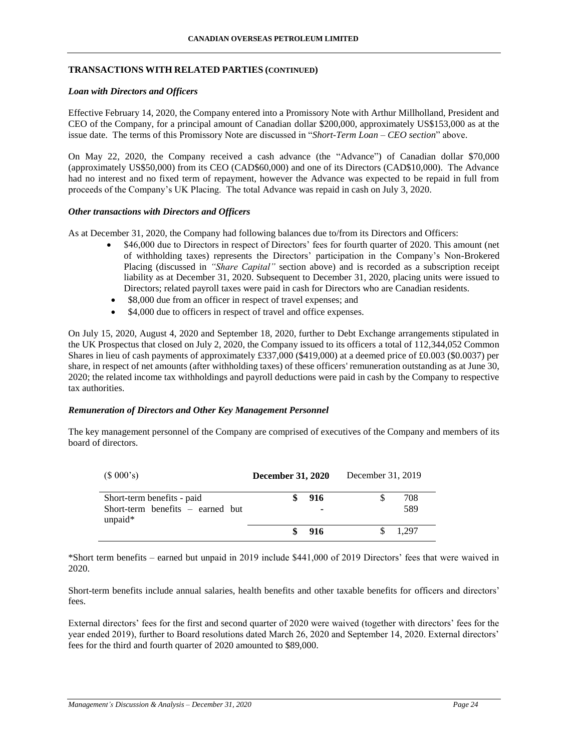## TRANSACTIONS WITH RELATED PARTIES (CONTINUED)

### *Loan with Directors and Officers*

Effective February 14, 2020, the Company entered into a Promissory Note with Arthur Millholland, President and CEO of the Company, for a principal amount of Canadian dollar $200,000, approximately US$153,000 as at the issue date. The terms of this Promissory Note are discussed in "*Short-Term Loan – CEO section*" above.

On May 22, 2020, the Company received a cash advance (the "Advance") of Canadian dollar $70,000 (approximately US$50,000) from its CEO (CAD$60,000) and one of its Directors (CAD$10,000). The Advance had no interest and no fixed term of repayment, however the Advance was expected to be repaid in full from proceeds of the Company's UK Placing. The total Advance was repaid in cash on July 3, 2020.

### *Other transactions with Directors and Officers*

As at December 31, 2020, the Company had following balances due to/from its Directors and Officers:

- $46,000 due to Directors in respect of Directors' fees for fourth quarter of 2020. This amount (net of withholding taxes) represents the Directors' participation in the Company's Non-Brokered Placing (discussed in *"Share Capital"* section above) and is recorded as a subscription receipt liability as at December 31, 2020. Subsequent to December 31, 2020, placing units were issued to Directors; related payroll taxes were paid in cash for Directors who are Canadian residents.
- $8,000 due from an officer in respect of travel expenses; and
- $4,000 due to officers in respect of travel and office expenses.

On July 15, 2020, August 4, 2020 and September 18, 2020, further to Debt Exchange arrangements stipulated in the UK Prospectus that closed on July 2, 2020, the Company issued to its officers a total of 112,344,052 Common Shares in lieu of cash payments of approximately £337,000 ($419,000) at a deemed price of £0.003 ($0.0037) per share, in respect of net amounts (after withholding taxes) of these officers' remuneration outstanding as at June 30, 2020; the related income tax withholdings and payroll deductions were paid in cash by the Company to respective tax authorities.

### *Remuneration of Directors and Other Key Management Personnel*

The key management personnel of the Company are comprised of executives of the Company and members of its board of directors.

| ($ 000's) | **December 31, 2020** | December 31, 2019 |
|---|---|---|
| Short-term benefits - paid | **$ 916** | $ 708 |
| Short-term benefits – earned but unpaid* | **-** | 589 |
| | **$ 916** | $ 1,297 |

*Short term benefits – earned but unpaid in 2019 include $441,000 of 2019 Directors' fees that were waived in 2020.

Short-term benefits include annual salaries, health benefits and other taxable benefits for officers and directors' fees.

External directors' fees for the first and second quarter of 2020 were waived (together with directors' fees for the year ended 2019), further to Board resolutions dated March 26, 2020 and September 14, 2020. External directors' fees for the third and fourth quarter of 2020 amounted to $89,000.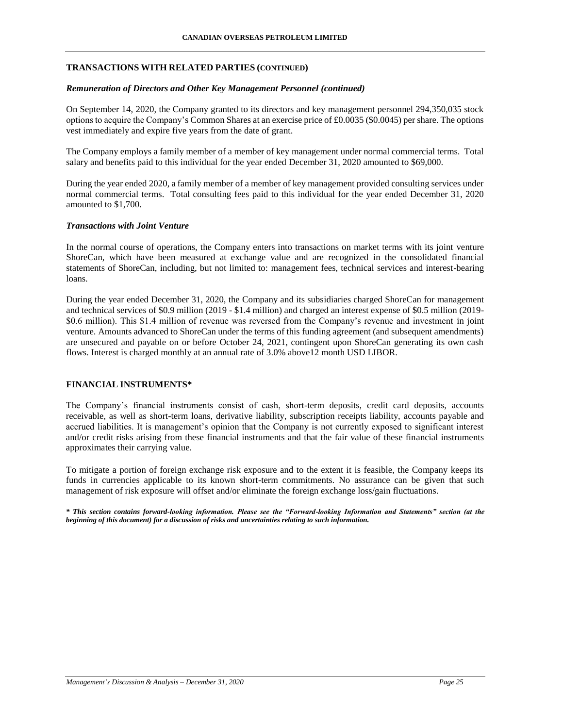## TRANSACTIONS WITH RELATED PARTIES (CONTINUED)

### *Remuneration of Directors and Other Key Management Personnel (continued)*

On September 14, 2020, the Company granted to its directors and key management personnel 294,350,035 stock options to acquire the Company's Common Shares at an exercise price of £0.0035 ($0.0045) per share. The options vest immediately and expire five years from the date of grant.

The Company employs a family member of a member of key management under normal commercial terms. Total salary and benefits paid to this individual for the year ended December 31, 2020 amounted to $69,000.

During the year ended 2020, a family member of a member of key management provided consulting services under normal commercial terms. Total consulting fees paid to this individual for the year ended December 31, 2020 amounted to $1,700.

### *Transactions with Joint Venture*

In the normal course of operations, the Company enters into transactions on market terms with its joint venture ShoreCan, which have been measured at exchange value and are recognized in the consolidated financial statements of ShoreCan, including, but not limited to: management fees, technical services and interest-bearing loans.

During the year ended December 31, 2020, the Company and its subsidiaries charged ShoreCan for management and technical services of $0.9 million (2019 - $1.4 million) and charged an interest expense of $0.5 million (2019- $0.6 million). This $1.4 million of revenue was reversed from the Company's revenue and investment in joint venture. Amounts advanced to ShoreCan under the terms of this funding agreement (and subsequent amendments) are unsecured and payable on or before October 24, 2021, contingent upon ShoreCan generating its own cash flows. Interest is charged monthly at an annual rate of 3.0% above12 month USD LIBOR.

## FINANCIAL INSTRUMENTS*

The Company's financial instruments consist of cash, short-term deposits, credit card deposits, accounts receivable, as well as short-term loans, derivative liability, subscription receipts liability, accounts payable and accrued liabilities. It is management's opinion that the Company is not currently exposed to significant interest and/or credit risks arising from these financial instruments and that the fair value of these financial instruments approximates their carrying value.

To mitigate a portion of foreign exchange risk exposure and to the extent it is feasible, the Company keeps its funds in currencies applicable to its known short-term commitments. No assurance can be given that such management of risk exposure will offset and/or eliminate the foreign exchange loss/gain fluctuations.

***\* This section contains forward-looking information. Please see the "Forward-looking Information and Statements" section (at the beginning of this document) for a discussion of risks and uncertainties relating to such information.***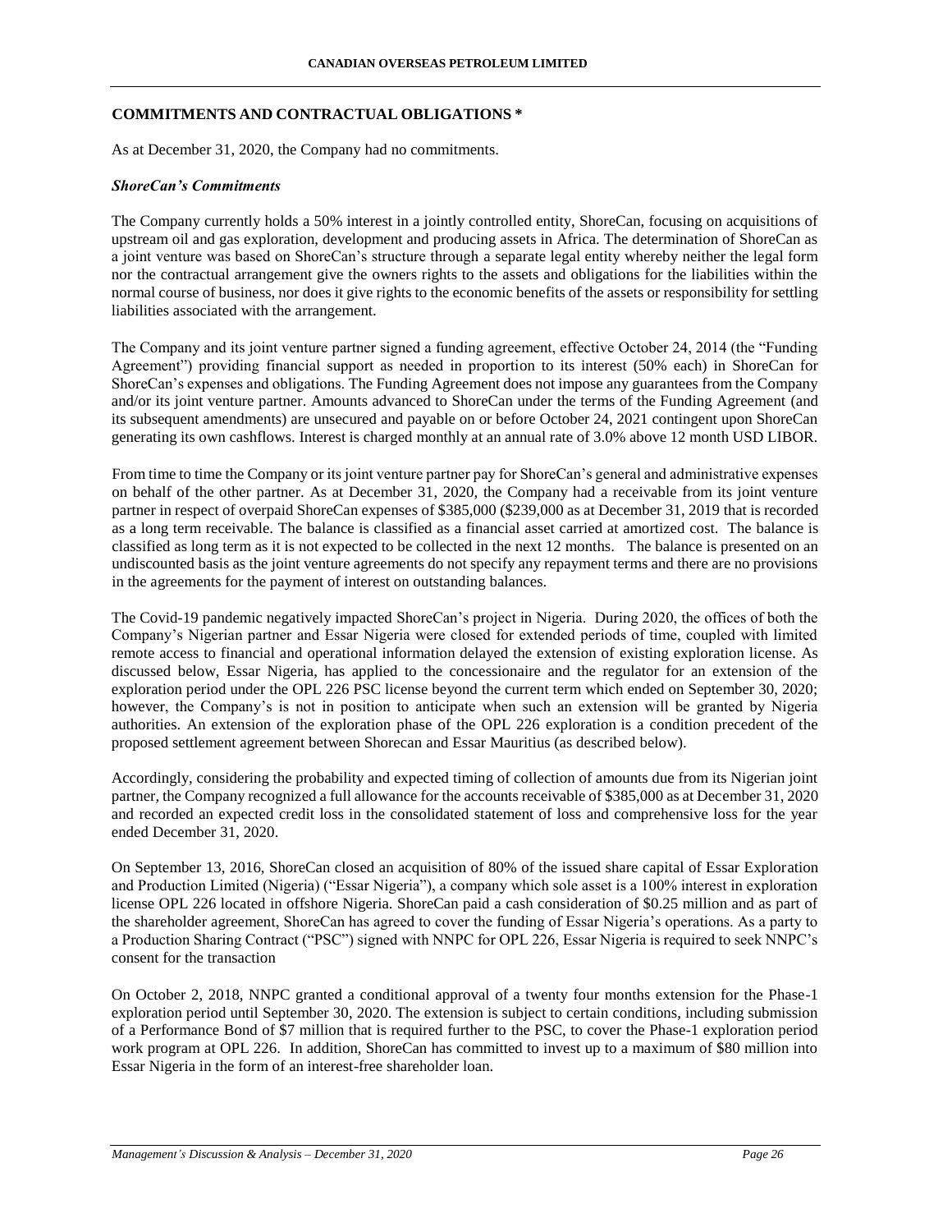## COMMITMENTS AND CONTRACTUAL OBLIGATIONS *

As at December 31, 2020, the Company had no commitments.

### *ShoreCan's Commitments*

The Company currently holds a 50% interest in a jointly controlled entity, ShoreCan, focusing on acquisitions of upstream oil and gas exploration, development and producing assets in Africa. The determination of ShoreCan as a joint venture was based on ShoreCan's structure through a separate legal entity whereby neither the legal form nor the contractual arrangement give the owners rights to the assets and obligations for the liabilities within the normal course of business, nor does it give rights to the economic benefits of the assets or responsibility for settling liabilities associated with the arrangement.

The Company and its joint venture partner signed a funding agreement, effective October 24, 2014 (the "Funding Agreement") providing financial support as needed in proportion to its interest (50% each) in ShoreCan for ShoreCan's expenses and obligations. The Funding Agreement does not impose any guarantees from the Company and/or its joint venture partner. Amounts advanced to ShoreCan under the terms of the Funding Agreement (and its subsequent amendments) are unsecured and payable on or before October 24, 2021 contingent upon ShoreCan generating its own cashflows. Interest is charged monthly at an annual rate of 3.0% above 12 month USD LIBOR.

From time to time the Company or its joint venture partner pay for ShoreCan's general and administrative expenses on behalf of the other partner. As at December 31, 2020, the Company had a receivable from its joint venture partner in respect of overpaid ShoreCan expenses of $385,000 ($239,000 as at December 31, 2019 that is recorded as a long term receivable. The balance is classified as a financial asset carried at amortized cost. The balance is classified as long term as it is not expected to be collected in the next 12 months. The balance is presented on an undiscounted basis as the joint venture agreements do not specify any repayment terms and there are no provisions in the agreements for the payment of interest on outstanding balances.

The Covid-19 pandemic negatively impacted ShoreCan's project in Nigeria. During 2020, the offices of both the Company's Nigerian partner and Essar Nigeria were closed for extended periods of time, coupled with limited remote access to financial and operational information delayed the extension of existing exploration license. As discussed below, Essar Nigeria, has applied to the concessionaire and the regulator for an extension of the exploration period under the OPL 226 PSC license beyond the current term which ended on September 30, 2020; however, the Company's is not in position to anticipate when such an extension will be granted by Nigeria authorities. An extension of the exploration phase of the OPL 226 exploration is a condition precedent of the proposed settlement agreement between Shorecan and Essar Mauritius (as described below).

Accordingly, considering the probability and expected timing of collection of amounts due from its Nigerian joint partner, the Company recognized a full allowance for the accounts receivable of $385,000 as at December 31, 2020 and recorded an expected credit loss in the consolidated statement of loss and comprehensive loss for the year ended December 31, 2020.

On September 13, 2016, ShoreCan closed an acquisition of 80% of the issued share capital of Essar Exploration and Production Limited (Nigeria) ("Essar Nigeria"), a company which sole asset is a 100% interest in exploration license OPL 226 located in offshore Nigeria. ShoreCan paid a cash consideration of $0.25 million and as part of the shareholder agreement, ShoreCan has agreed to cover the funding of Essar Nigeria's operations. As a party to a Production Sharing Contract ("PSC") signed with NNPC for OPL 226, Essar Nigeria is required to seek NNPC's consent for the transaction

On October 2, 2018, NNPC granted a conditional approval of a twenty four months extension for the Phase-1 exploration period until September 30, 2020. The extension is subject to certain conditions, including submission of a Performance Bond of $7 million that is required further to the PSC, to cover the Phase-1 exploration period work program at OPL 226. In addition, ShoreCan has committed to invest up to a maximum of $80 million into Essar Nigeria in the form of an interest-free shareholder loan.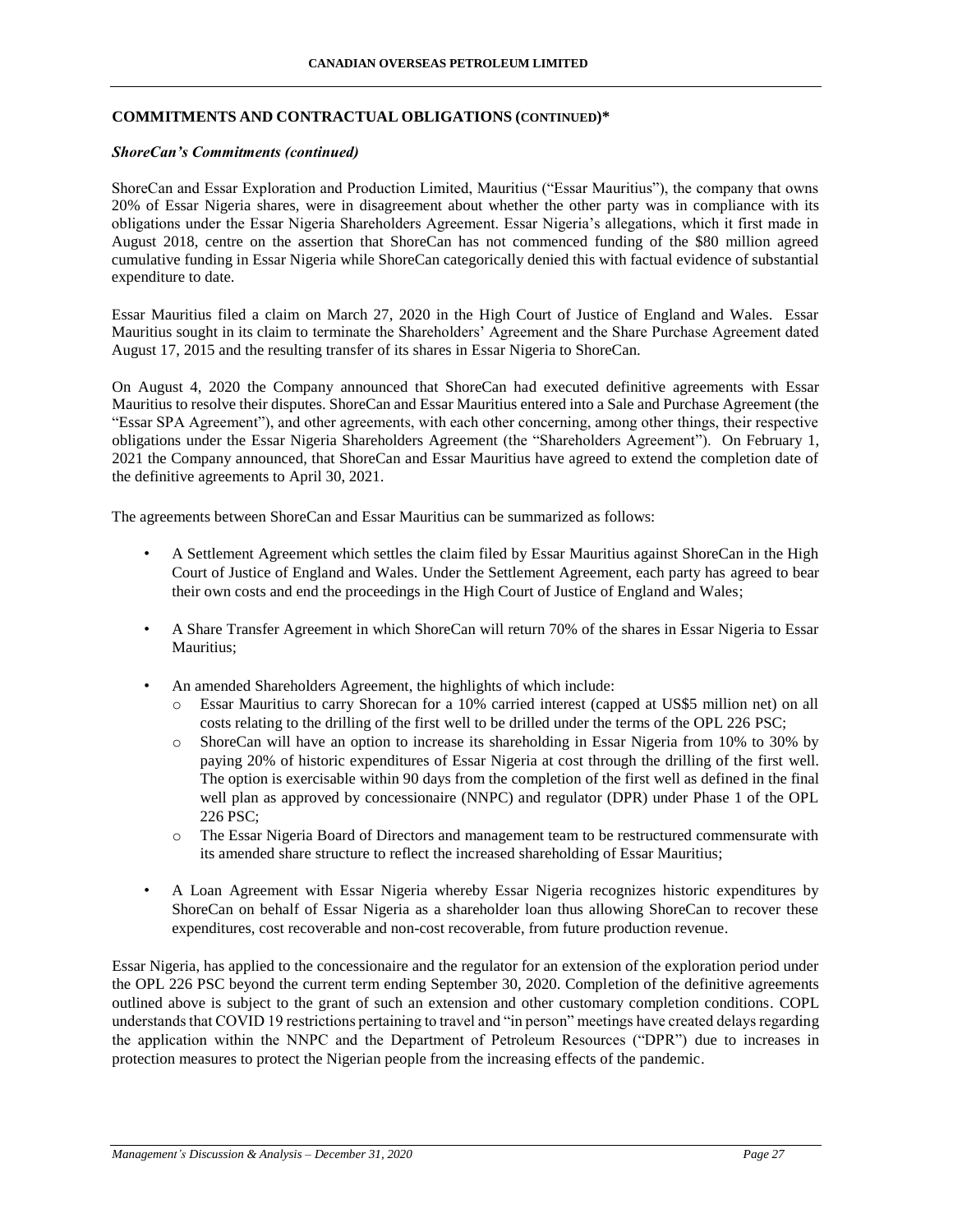## COMMITMENTS AND CONTRACTUAL OBLIGATIONS (CONTINUED)*

### *ShoreCan's Commitments (continued)*

ShoreCan and Essar Exploration and Production Limited, Mauritius ("Essar Mauritius"), the company that owns 20% of Essar Nigeria shares, were in disagreement about whether the other party was in compliance with its obligations under the Essar Nigeria Shareholders Agreement. Essar Nigeria's allegations, which it first made in August 2018, centre on the assertion that ShoreCan has not commenced funding of the $80 million agreed cumulative funding in Essar Nigeria while ShoreCan categorically denied this with factual evidence of substantial expenditure to date.

Essar Mauritius filed a claim on March 27, 2020 in the High Court of Justice of England and Wales. Essar Mauritius sought in its claim to terminate the Shareholders' Agreement and the Share Purchase Agreement dated August 17, 2015 and the resulting transfer of its shares in Essar Nigeria to ShoreCan.

On August 4, 2020 the Company announced that ShoreCan had executed definitive agreements with Essar Mauritius to resolve their disputes. ShoreCan and Essar Mauritius entered into a Sale and Purchase Agreement (the "Essar SPA Agreement"), and other agreements, with each other concerning, among other things, their respective obligations under the Essar Nigeria Shareholders Agreement (the "Shareholders Agreement"). On February 1, 2021 the Company announced, that ShoreCan and Essar Mauritius have agreed to extend the completion date of the definitive agreements to April 30, 2021.

The agreements between ShoreCan and Essar Mauritius can be summarized as follows:

- A Settlement Agreement which settles the claim filed by Essar Mauritius against ShoreCan in the High Court of Justice of England and Wales. Under the Settlement Agreement, each party has agreed to bear their own costs and end the proceedings in the High Court of Justice of England and Wales;
- A Share Transfer Agreement in which ShoreCan will return 70% of the shares in Essar Nigeria to Essar Mauritius;
- An amended Shareholders Agreement, the highlights of which include:
  - Essar Mauritius to carry Shorecan for a 10% carried interest (capped at US$5 million net) on all costs relating to the drilling of the first well to be drilled under the terms of the OPL 226 PSC;
  - ShoreCan will have an option to increase its shareholding in Essar Nigeria from 10% to 30% by paying 20% of historic expenditures of Essar Nigeria at cost through the drilling of the first well. The option is exercisable within 90 days from the completion of the first well as defined in the final well plan as approved by concessionaire (NNPC) and regulator (DPR) under Phase 1 of the OPL 226 PSC;
  - The Essar Nigeria Board of Directors and management team to be restructured commensurate with its amended share structure to reflect the increased shareholding of Essar Mauritius;
- A Loan Agreement with Essar Nigeria whereby Essar Nigeria recognizes historic expenditures by ShoreCan on behalf of Essar Nigeria as a shareholder loan thus allowing ShoreCan to recover these expenditures, cost recoverable and non-cost recoverable, from future production revenue.

Essar Nigeria, has applied to the concessionaire and the regulator for an extension of the exploration period under the OPL 226 PSC beyond the current term ending September 30, 2020. Completion of the definitive agreements outlined above is subject to the grant of such an extension and other customary completion conditions. COPL understands that COVID 19 restrictions pertaining to travel and "in person" meetings have created delays regarding the application within the NNPC and the Department of Petroleum Resources ("DPR") due to increases in protection measures to protect the Nigerian people from the increasing effects of the pandemic.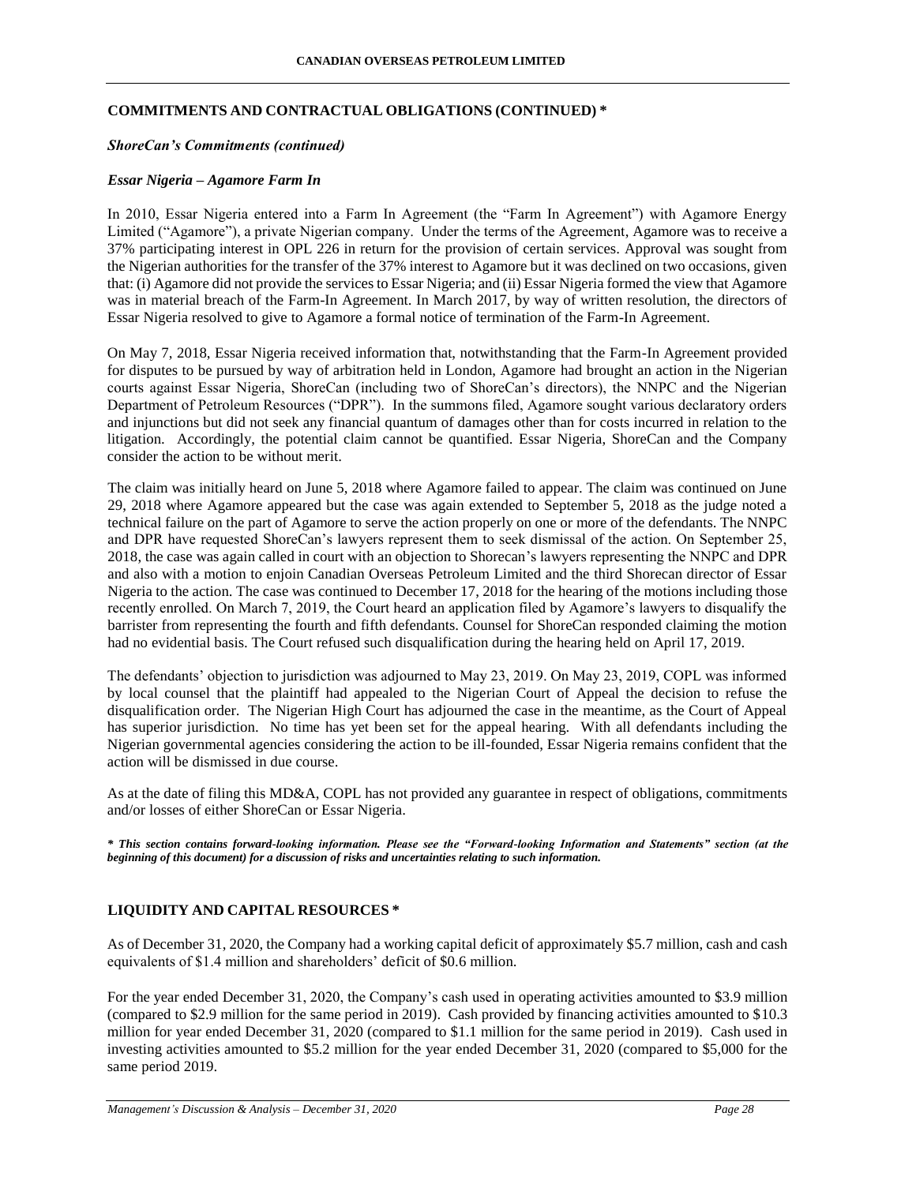## COMMITMENTS AND CONTRACTUAL OBLIGATIONS (CONTINUED) *

***ShoreCan's Commitments (continued)***

***Essar Nigeria – Agamore Farm In***

In 2010, Essar Nigeria entered into a Farm In Agreement (the "Farm In Agreement") with Agamore Energy Limited ("Agamore"), a private Nigerian company. Under the terms of the Agreement, Agamore was to receive a 37% participating interest in OPL 226 in return for the provision of certain services. Approval was sought from the Nigerian authorities for the transfer of the 37% interest to Agamore but it was declined on two occasions, given that: (i) Agamore did not provide the services to Essar Nigeria; and (ii) Essar Nigeria formed the view that Agamore was in material breach of the Farm-In Agreement. In March 2017, by way of written resolution, the directors of Essar Nigeria resolved to give to Agamore a formal notice of termination of the Farm-In Agreement.

On May 7, 2018, Essar Nigeria received information that, notwithstanding that the Farm-In Agreement provided for disputes to be pursued by way of arbitration held in London, Agamore had brought an action in the Nigerian courts against Essar Nigeria, ShoreCan (including two of ShoreCan's directors), the NNPC and the Nigerian Department of Petroleum Resources ("DPR"). In the summons filed, Agamore sought various declaratory orders and injunctions but did not seek any financial quantum of damages other than for costs incurred in relation to the litigation. Accordingly, the potential claim cannot be quantified. Essar Nigeria, ShoreCan and the Company consider the action to be without merit.

The claim was initially heard on June 5, 2018 where Agamore failed to appear. The claim was continued on June 29, 2018 where Agamore appeared but the case was again extended to September 5, 2018 as the judge noted a technical failure on the part of Agamore to serve the action properly on one or more of the defendants. The NNPC and DPR have requested ShoreCan's lawyers represent them to seek dismissal of the action. On September 25, 2018, the case was again called in court with an objection to Shorecan's lawyers representing the NNPC and DPR and also with a motion to enjoin Canadian Overseas Petroleum Limited and the third Shorecan director of Essar Nigeria to the action. The case was continued to December 17, 2018 for the hearing of the motions including those recently enrolled. On March 7, 2019, the Court heard an application filed by Agamore's lawyers to disqualify the barrister from representing the fourth and fifth defendants. Counsel for ShoreCan responded claiming the motion had no evidential basis. The Court refused such disqualification during the hearing held on April 17, 2019.

The defendants' objection to jurisdiction was adjourned to May 23, 2019. On May 23, 2019, COPL was informed by local counsel that the plaintiff had appealed to the Nigerian Court of Appeal the decision to refuse the disqualification order. The Nigerian High Court has adjourned the case in the meantime, as the Court of Appeal has superior jurisdiction. No time has yet been set for the appeal hearing. With all defendants including the Nigerian governmental agencies considering the action to be ill-founded, Essar Nigeria remains confident that the action will be dismissed in due course.

As at the date of filing this MD&A, COPL has not provided any guarantee in respect of obligations, commitments and/or losses of either ShoreCan or Essar Nigeria.

***\* This section contains forward-looking information. Please see the "Forward-looking Information and Statements" section (at the beginning of this document) for a discussion of risks and uncertainties relating to such information.***

## LIQUIDITY AND CAPITAL RESOURCES *

As of December 31, 2020, the Company had a working capital deficit of approximately $5.7 million, cash and cash equivalents of $1.4 million and shareholders' deficit of $0.6 million.

For the year ended December 31, 2020, the Company's cash used in operating activities amounted to $3.9 million (compared to $2.9 million for the same period in 2019). Cash provided by financing activities amounted to $10.3 million for year ended December 31, 2020 (compared to $1.1 million for the same period in 2019). Cash used in investing activities amounted to $5.2 million for the year ended December 31, 2020 (compared to $5,000 for the same period 2019.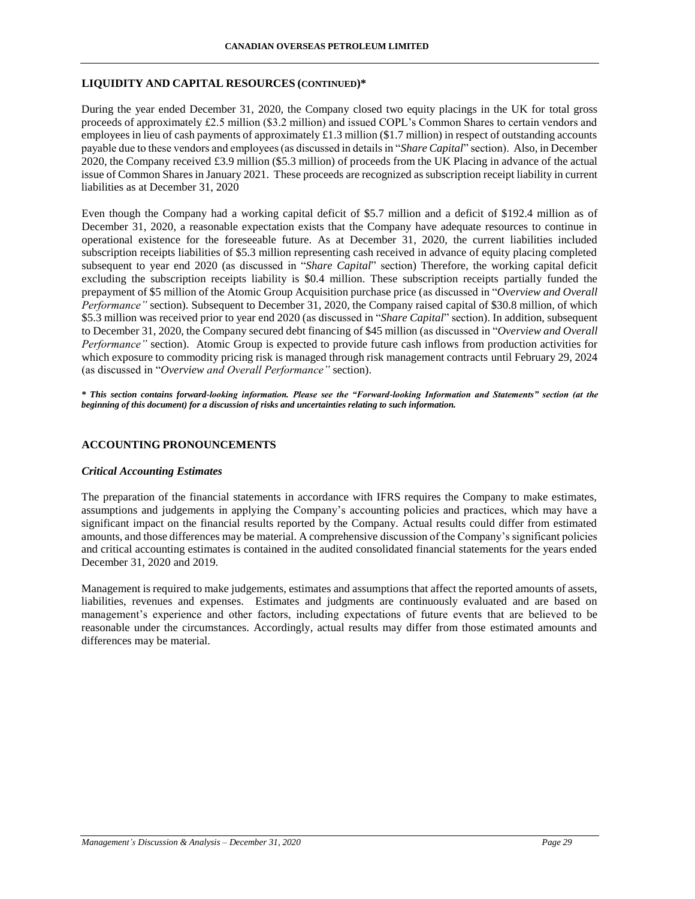## LIQUIDITY AND CAPITAL RESOURCES (CONTINUED)*

During the year ended December 31, 2020, the Company closed two equity placings in the UK for total gross proceeds of approximately £2.5 million ($3.2 million) and issued COPL's Common Shares to certain vendors and employees in lieu of cash payments of approximately £1.3 million ($1.7 million) in respect of outstanding accounts payable due to these vendors and employees (as discussed in details in "*Share Capital*" section). Also, in December 2020, the Company received £3.9 million ($5.3 million) of proceeds from the UK Placing in advance of the actual issue of Common Shares in January 2021. These proceeds are recognized as subscription receipt liability in current liabilities as at December 31, 2020

Even though the Company had a working capital deficit of $5.7 million and a deficit of $192.4 million as of December 31, 2020, a reasonable expectation exists that the Company have adequate resources to continue in operational existence for the foreseeable future. As at December 31, 2020, the current liabilities included subscription receipts liabilities of $5.3 million representing cash received in advance of equity placing completed subsequent to year end 2020 (as discussed in "*Share Capital*" section) Therefore, the working capital deficit excluding the subscription receipts liability is $0.4 million. These subscription receipts partially funded the prepayment of $5 million of the Atomic Group Acquisition purchase price (as discussed in "*Overview and Overall Performance"* section). Subsequent to December 31, 2020, the Company raised capital of $30.8 million, of which $5.3 million was received prior to year end 2020 (as discussed in "*Share Capital*" section). In addition, subsequent to December 31, 2020, the Company secured debt financing of $45 million (as discussed in "*Overview and Overall Performance"* section). Atomic Group is expected to provide future cash inflows from production activities for which exposure to commodity pricing risk is managed through risk management contracts until February 29, 2024 (as discussed in "*Overview and Overall Performance"* section).

***\* This section contains forward-looking information. Please see the "Forward-looking Information and Statements" section (at the beginning of this document) for a discussion of risks and uncertainties relating to such information.***

## ACCOUNTING PRONOUNCEMENTS

### *Critical Accounting Estimates*

The preparation of the financial statements in accordance with IFRS requires the Company to make estimates, assumptions and judgements in applying the Company's accounting policies and practices, which may have a significant impact on the financial results reported by the Company. Actual results could differ from estimated amounts, and those differences may be material. A comprehensive discussion of the Company's significant policies and critical accounting estimates is contained in the audited consolidated financial statements for the years ended December 31, 2020 and 2019.

Management is required to make judgements, estimates and assumptions that affect the reported amounts of assets, liabilities, revenues and expenses. Estimates and judgments are continuously evaluated and are based on management's experience and other factors, including expectations of future events that are believed to be reasonable under the circumstances. Accordingly, actual results may differ from those estimated amounts and differences may be material.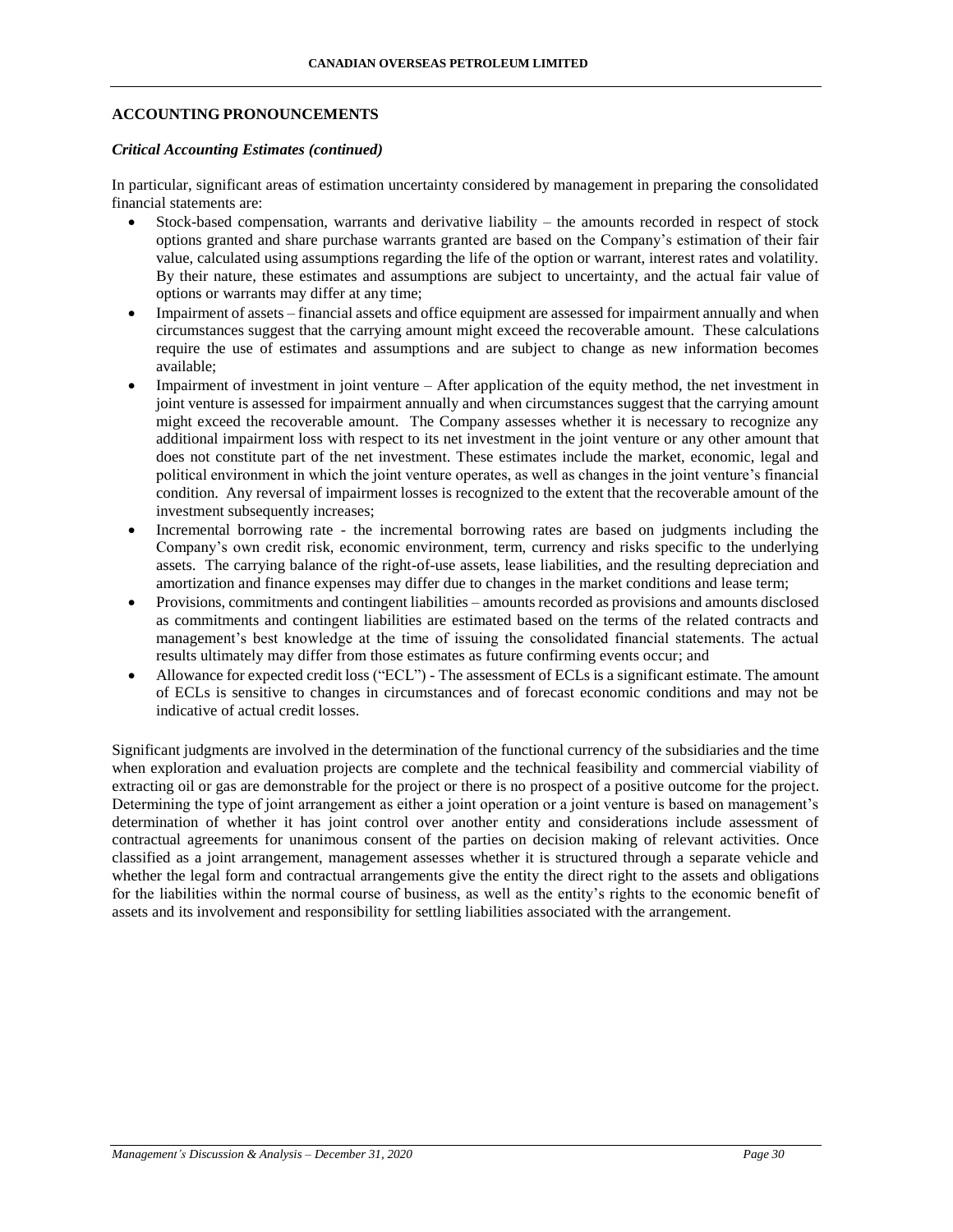## ACCOUNTING PRONOUNCEMENTS

### *Critical Accounting Estimates (continued)*

In particular, significant areas of estimation uncertainty considered by management in preparing the consolidated financial statements are:

- Stock-based compensation, warrants and derivative liability – the amounts recorded in respect of stock options granted and share purchase warrants granted are based on the Company's estimation of their fair value, calculated using assumptions regarding the life of the option or warrant, interest rates and volatility. By their nature, these estimates and assumptions are subject to uncertainty, and the actual fair value of options or warrants may differ at any time;
- Impairment of assets – financial assets and office equipment are assessed for impairment annually and when circumstances suggest that the carrying amount might exceed the recoverable amount. These calculations require the use of estimates and assumptions and are subject to change as new information becomes available;
- Impairment of investment in joint venture – After application of the equity method, the net investment in joint venture is assessed for impairment annually and when circumstances suggest that the carrying amount might exceed the recoverable amount. The Company assesses whether it is necessary to recognize any additional impairment loss with respect to its net investment in the joint venture or any other amount that does not constitute part of the net investment. These estimates include the market, economic, legal and political environment in which the joint venture operates, as well as changes in the joint venture's financial condition. Any reversal of impairment losses is recognized to the extent that the recoverable amount of the investment subsequently increases;
- Incremental borrowing rate - the incremental borrowing rates are based on judgments including the Company's own credit risk, economic environment, term, currency and risks specific to the underlying assets. The carrying balance of the right-of-use assets, lease liabilities, and the resulting depreciation and amortization and finance expenses may differ due to changes in the market conditions and lease term;
- Provisions, commitments and contingent liabilities – amounts recorded as provisions and amounts disclosed as commitments and contingent liabilities are estimated based on the terms of the related contracts and management's best knowledge at the time of issuing the consolidated financial statements. The actual results ultimately may differ from those estimates as future confirming events occur; and
- Allowance for expected credit loss ("ECL") - The assessment of ECLs is a significant estimate. The amount of ECLs is sensitive to changes in circumstances and of forecast economic conditions and may not be indicative of actual credit losses.

Significant judgments are involved in the determination of the functional currency of the subsidiaries and the time when exploration and evaluation projects are complete and the technical feasibility and commercial viability of extracting oil or gas are demonstrable for the project or there is no prospect of a positive outcome for the project. Determining the type of joint arrangement as either a joint operation or a joint venture is based on management's determination of whether it has joint control over another entity and considerations include assessment of contractual agreements for unanimous consent of the parties on decision making of relevant activities. Once classified as a joint arrangement, management assesses whether it is structured through a separate vehicle and whether the legal form and contractual arrangements give the entity the direct right to the assets and obligations for the liabilities within the normal course of business, as well as the entity's rights to the economic benefit of assets and its involvement and responsibility for settling liabilities associated with the arrangement.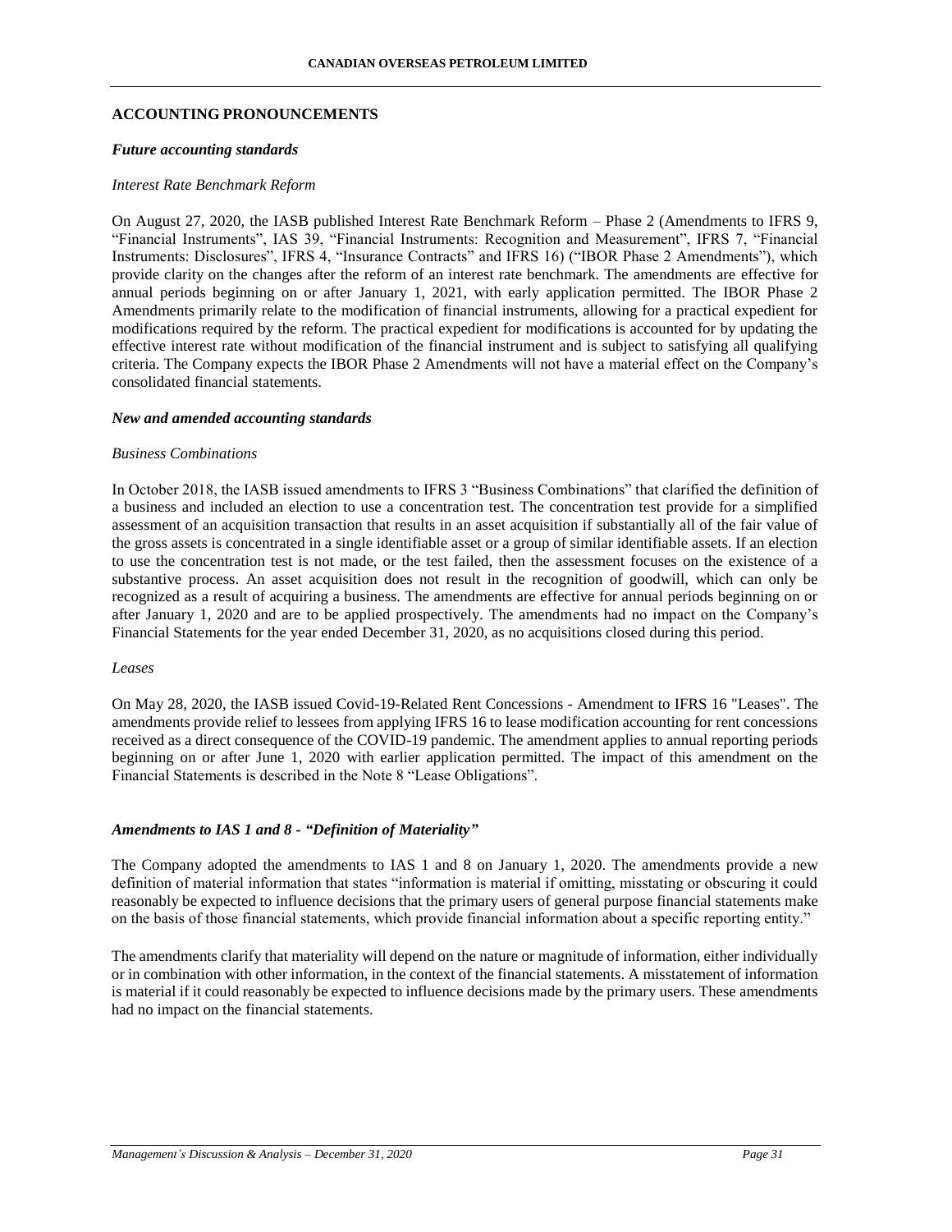## ACCOUNTING PRONOUNCEMENTS

### *Future accounting standards*

*Interest Rate Benchmark Reform*

On August 27, 2020, the IASB published Interest Rate Benchmark Reform – Phase 2 (Amendments to IFRS 9, "Financial Instruments", IAS 39, "Financial Instruments: Recognition and Measurement", IFRS 7, "Financial Instruments: Disclosures", IFRS 4, "Insurance Contracts" and IFRS 16) ("IBOR Phase 2 Amendments"), which provide clarity on the changes after the reform of an interest rate benchmark. The amendments are effective for annual periods beginning on or after January 1, 2021, with early application permitted. The IBOR Phase 2 Amendments primarily relate to the modification of financial instruments, allowing for a practical expedient for modifications required by the reform. The practical expedient for modifications is accounted for by updating the effective interest rate without modification of the financial instrument and is subject to satisfying all qualifying criteria. The Company expects the IBOR Phase 2 Amendments will not have a material effect on the Company's consolidated financial statements.

### *New and amended accounting standards*

*Business Combinations*

In October 2018, the IASB issued amendments to IFRS 3 "Business Combinations" that clarified the definition of a business and included an election to use a concentration test. The concentration test provide for a simplified assessment of an acquisition transaction that results in an asset acquisition if substantially all of the fair value of the gross assets is concentrated in a single identifiable asset or a group of similar identifiable assets. If an election to use the concentration test is not made, or the test failed, then the assessment focuses on the existence of a substantive process. An asset acquisition does not result in the recognition of goodwill, which can only be recognized as a result of acquiring a business. The amendments are effective for annual periods beginning on or after January 1, 2020 and are to be applied prospectively. The amendments had no impact on the Company's Financial Statements for the year ended December 31, 2020, as no acquisitions closed during this period.

*Leases*

On May 28, 2020, the IASB issued Covid-19-Related Rent Concessions - Amendment to IFRS 16 "Leases". The amendments provide relief to lessees from applying IFRS 16 to lease modification accounting for rent concessions received as a direct consequence of the COVID-19 pandemic. The amendment applies to annual reporting periods beginning on or after June 1, 2020 with earlier application permitted. The impact of this amendment on the Financial Statements is described in the Note 8 "Lease Obligations".

### *Amendments to IAS 1 and 8 - "Definition of Materiality"*

The Company adopted the amendments to IAS 1 and 8 on January 1, 2020. The amendments provide a new definition of material information that states "information is material if omitting, misstating or obscuring it could reasonably be expected to influence decisions that the primary users of general purpose financial statements make on the basis of those financial statements, which provide financial information about a specific reporting entity."

The amendments clarify that materiality will depend on the nature or magnitude of information, either individually or in combination with other information, in the context of the financial statements. A misstatement of information is material if it could reasonably be expected to influence decisions made by the primary users. These amendments had no impact on the financial statements.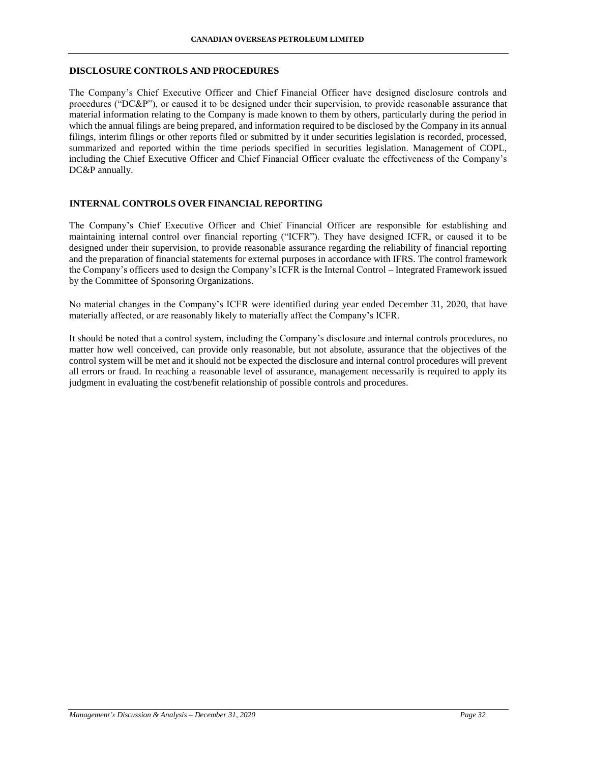## DISCLOSURE CONTROLS AND PROCEDURES

The Company's Chief Executive Officer and Chief Financial Officer have designed disclosure controls and procedures ("DC&P"), or caused it to be designed under their supervision, to provide reasonable assurance that material information relating to the Company is made known to them by others, particularly during the period in which the annual filings are being prepared, and information required to be disclosed by the Company in its annual filings, interim filings or other reports filed or submitted by it under securities legislation is recorded, processed, summarized and reported within the time periods specified in securities legislation. Management of COPL, including the Chief Executive Officer and Chief Financial Officer evaluate the effectiveness of the Company's DC&P annually.

## INTERNAL CONTROLS OVER FINANCIAL REPORTING

The Company's Chief Executive Officer and Chief Financial Officer are responsible for establishing and maintaining internal control over financial reporting ("ICFR"). They have designed ICFR, or caused it to be designed under their supervision, to provide reasonable assurance regarding the reliability of financial reporting and the preparation of financial statements for external purposes in accordance with IFRS. The control framework the Company's officers used to design the Company's ICFR is the Internal Control – Integrated Framework issued by the Committee of Sponsoring Organizations.

No material changes in the Company's ICFR were identified during year ended December 31, 2020, that have materially affected, or are reasonably likely to materially affect the Company's ICFR.

It should be noted that a control system, including the Company's disclosure and internal controls procedures, no matter how well conceived, can provide only reasonable, but not absolute, assurance that the objectives of the control system will be met and it should not be expected the disclosure and internal control procedures will prevent all errors or fraud. In reaching a reasonable level of assurance, management necessarily is required to apply its judgment in evaluating the cost/benefit relationship of possible controls and procedures.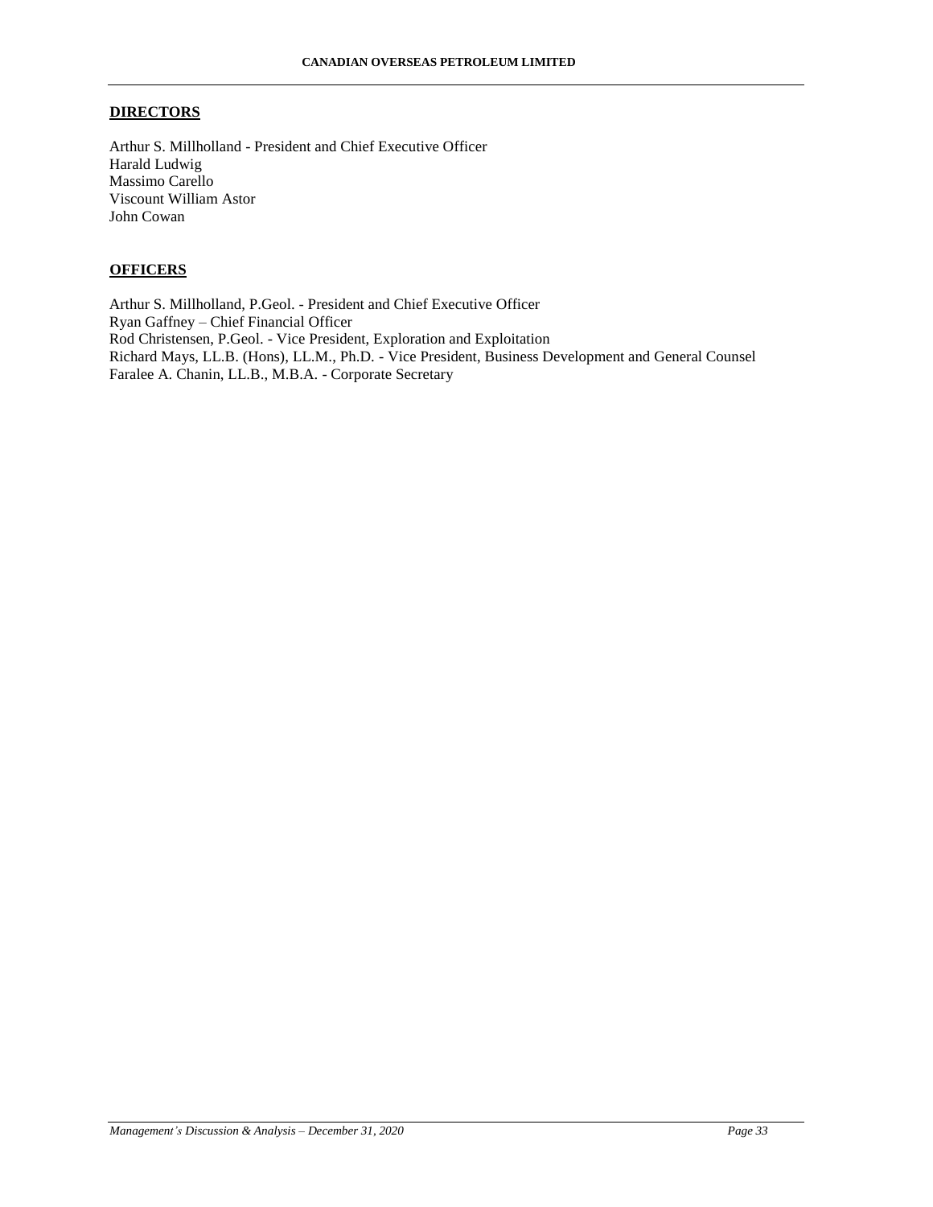## DIRECTORS

Arthur S. Millholland - President and Chief Executive Officer
Harald Ludwig
Massimo Carello
Viscount William Astor
John Cowan

## OFFICERS

Arthur S. Millholland, P.Geol. - President and Chief Executive Officer
Ryan Gaffney – Chief Financial Officer
Rod Christensen, P.Geol. - Vice President, Exploration and Exploitation
Richard Mays, LL.B. (Hons), LL.M., Ph.D. - Vice President, Business Development and General Counsel
Faralee A. Chanin, LL.B., M.B.A. - Corporate Secretary